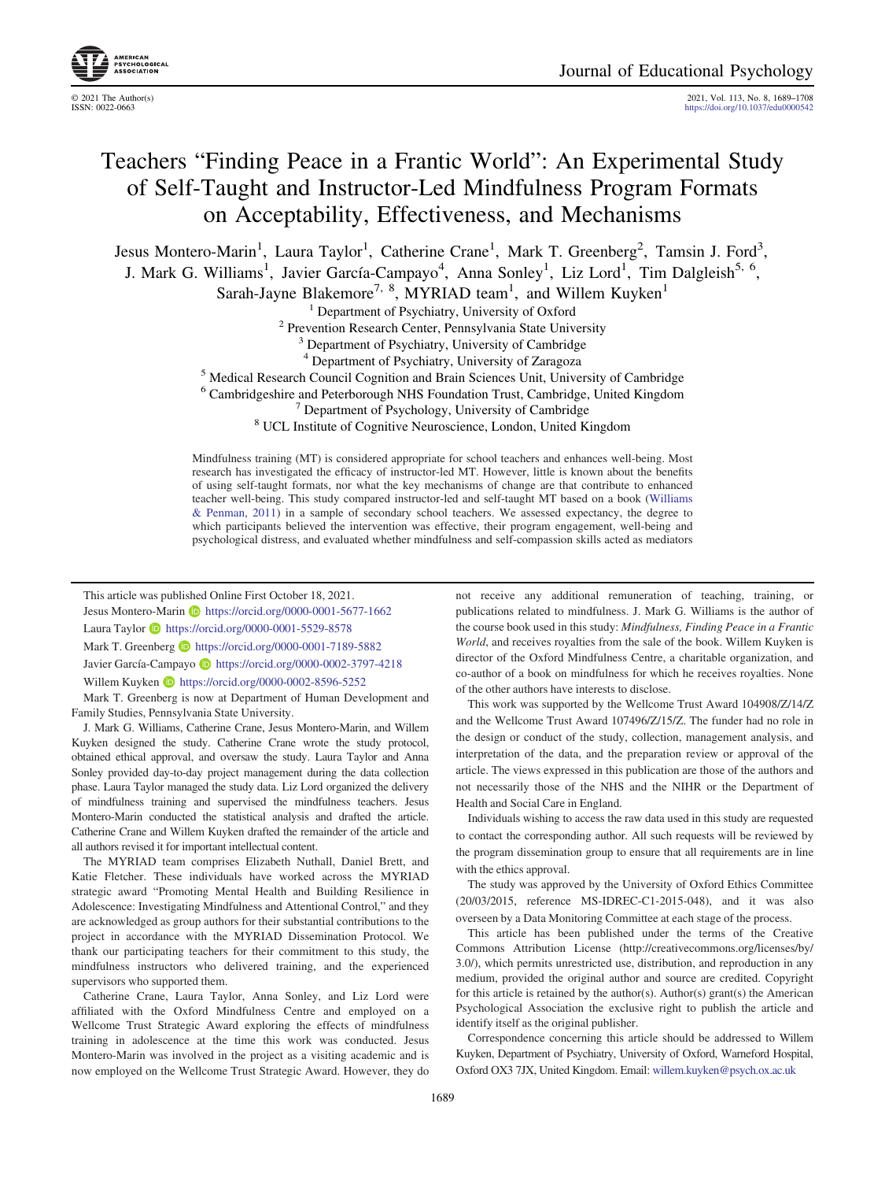# Teachers "Finding Peace in a Frantic World": An Experimental Study of Self-Taught and Instructor-Led Mindfulness Program Formats on Acceptability, Effectiveness, and Mechanisms

Jesus Montero-Marin[1], Laura Taylor[1], Catherine Crane[1], Mark T. Greenberg[2], Tamsin J. Ford[3], J. Mark G. Williams[1], Javier García-Campayo[4], Anna Sonley[1], Liz Lord[1], Tim Dalgleish[5, 6], Sarah-Jayne Blakemore[7, 8], MYRIAD team[1], and Willem Kuyken[1]

[1] Department of Psychiatry, University of Oxford
[2] Prevention Research Center, Pennsylvania State University
[3] Department of Psychiatry, University of Cambridge
[4] Department of Psychiatry, University of Zaragoza
[5] Medical Research Council Cognition and Brain Sciences Unit, University of Cambridge
[6] Cambridgeshire and Peterborough NHS Foundation Trust, Cambridge, United Kingdom
[7] Department of Psychology, University of Cambridge
[8] UCL Institute of Cognitive Neuroscience, London, United Kingdom

Mindfulness training (MT) is considered appropriate for school teachers and enhances well-being. Most research has investigated the efficacy of instructor-led MT. However, little is known about the benefits of using self-taught formats, nor what the key mechanisms of change are that contribute to enhanced teacher well-being. This study compared instructor-led and self-taught MT based on a book (Williams & Penman, 2011) in a sample of secondary school teachers. We assessed expectancy, the degree to which participants believed the intervention was effective, their program engagement, well-being and psychological distress, and evaluated whether mindfulness and self-compassion skills acted as mediators

---

This article was published Online First October 18, 2021.

Jesus Montero-Marin https://orcid.org/0000-0001-5677-1662

Laura Taylor https://orcid.org/0000-0001-5529-8578

Mark T. Greenberg https://orcid.org/0000-0001-7189-5882

Javier García-Campayo https://orcid.org/0000-0002-3797-4218

Willem Kuyken https://orcid.org/0000-0002-8596-5252

Mark T. Greenberg is now at Department of Human Development and Family Studies, Pennsylvania State University.

J. Mark G. Williams, Catherine Crane, Jesus Montero-Marin, and Willem Kuyken designed the study. Catherine Crane wrote the study protocol, obtained ethical approval, and oversaw the study. Laura Taylor and Anna Sonley provided day-to-day project management during the data collection phase. Laura Taylor managed the study data. Liz Lord organized the delivery of mindfulness training and supervised the mindfulness teachers. Jesus Montero-Marin conducted the statistical analysis and drafted the article. Catherine Crane and Willem Kuyken drafted the remainder of the article and all authors revised it for important intellectual content.

The MYRIAD team comprises Elizabeth Nuthall, Daniel Brett, and Katie Fletcher. These individuals have worked across the MYRIAD strategic award "Promoting Mental Health and Building Resilience in Adolescence: Investigating Mindfulness and Attentional Control," and they are acknowledged as group authors for their substantial contributions to the project in accordance with the MYRIAD Dissemination Protocol. We thank our participating teachers for their commitment to this study, the mindfulness instructors who delivered training, and the experienced supervisors who supported them.

Catherine Crane, Laura Taylor, Anna Sonley, and Liz Lord were affiliated with the Oxford Mindfulness Centre and employed on a Wellcome Trust Strategic Award exploring the effects of mindfulness training in adolescence at the time this work was conducted. Jesus Montero-Marin was involved in the project as a visiting academic and is now employed on the Wellcome Trust Strategic Award. However, they do not receive any additional remuneration of teaching, training, or publications related to mindfulness. J. Mark G. Williams is the author of the course book used in this study: *Mindfulness, Finding Peace in a Frantic World*, and receives royalties from the sale of the book. Willem Kuyken is director of the Oxford Mindfulness Centre, a charitable organization, and co-author of a book on mindfulness for which he receives royalties. None of the other authors have interests to disclose.

This work was supported by the Wellcome Trust Award 104908/Z/14/Z and the Wellcome Trust Award 107496/Z/15/Z. The funder had no role in the design or conduct of the study, collection, management analysis, and interpretation of the data, and the preparation review or approval of the article. The views expressed in this publication are those of the authors and not necessarily those of the NHS and the NIHR or the Department of Health and Social Care in England.

Individuals wishing to access the raw data used in this study are requested to contact the corresponding author. All such requests will be reviewed by the program dissemination group to ensure that all requirements are in line with the ethics approval.

The study was approved by the University of Oxford Ethics Committee (20/03/2015, reference MS-IDREC-C1-2015-048), and it was also overseen by a Data Monitoring Committee at each stage of the process.

This article has been published under the terms of the Creative Commons Attribution License (http://creativecommons.org/licenses/by/3.0/), which permits unrestricted use, distribution, and reproduction in any medium, provided the original author and source are credited. Copyright for this article is retained by the author(s). Author(s) grant(s) the American Psychological Association the exclusive right to publish the article and identify itself as the original publisher.

Correspondence concerning this article should be addressed to Willem Kuyken, Department of Psychiatry, University of Oxford, Warneford Hospital, Oxford OX3 7JX, United Kingdom. Email: willem.kuyken@psych.ox.ac.uk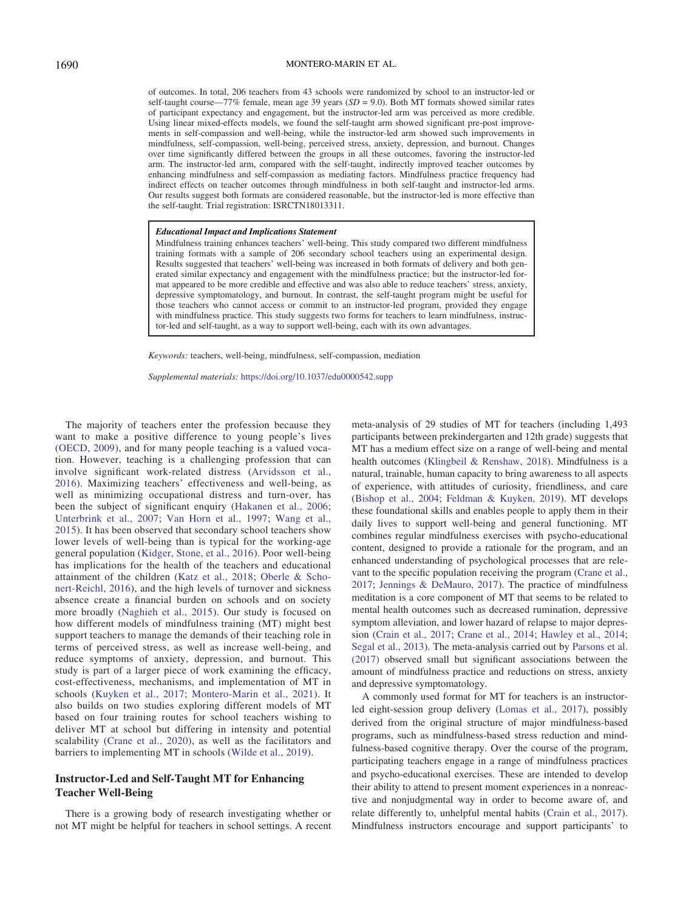of outcomes. In total, 206 teachers from 43 schools were randomized by school to an instructor-led or self-taught course—77% female, mean age 39 years ($SD = 9.0$). Both MT formats showed similar rates of participant expectancy and engagement, but the instructor-led arm was perceived as more credible. Using linear mixed-effects models, we found the self-taught arm showed significant pre-post improvements in self-compassion and well-being, while the instructor-led arm showed such improvements in mindfulness, self-compassion, well-being, perceived stress, anxiety, depression, and burnout. Changes over time significantly differed between the groups in all these outcomes, favoring the instructor-led arm. The instructor-led arm, compared with the self-taught, indirectly improved teacher outcomes by enhancing mindfulness and self-compassion as mediating factors. Mindfulness practice frequency had indirect effects on teacher outcomes through mindfulness in both self-taught and instructor-led arms. Our results suggest both formats are considered reasonable, but the instructor-led is more effective than the self-taught. Trial registration: ISRCTN18013311.

> ***Educational Impact and Implications Statement***
>
> Mindfulness training enhances teachers' well-being. This study compared two different mindfulness training formats with a sample of 206 secondary school teachers using an experimental design. Results suggested that teachers' well-being was increased in both formats of delivery and both generated similar expectancy and engagement with the mindfulness practice; but the instructor-led format appeared to be more credible and effective and was also able to reduce teachers' stress, anxiety, depressive symptomatology, and burnout. In contrast, the self-taught program might be useful for those teachers who cannot access or commit to an instructor-led program, provided they engage with mindfulness practice. This study suggests two forms for teachers to learn mindfulness, instructor-led and self-taught, as a way to support well-being, each with its own advantages.

*Keywords:* teachers, well-being, mindfulness, self-compassion, mediation

*Supplemental materials:* https://doi.org/10.1037/edu0000542.supp

The majority of teachers enter the profession because they want to make a positive difference to young people's lives (OECD, 2009), and for many people teaching is a valued vocation. However, teaching is a challenging profession that can involve significant work-related distress (Arvidsson et al., 2016). Maximizing teachers' effectiveness and well-being, as well as minimizing occupational distress and turn-over, has been the subject of significant enquiry (Hakanen et al., 2006; Unterbrink et al., 2007; Van Horn et al., 1997; Wang et al., 2015). It has been observed that secondary school teachers show lower levels of well-being than is typical for the working-age general population (Kidger, Stone, et al., 2016). Poor well-being has implications for the health of the teachers and educational attainment of the children (Katz et al., 2018; Oberle & Schonert-Reichl, 2016), and the high levels of turnover and sickness absence create a financial burden on schools and on society more broadly (Naghieh et al., 2015). Our study is focused on how different models of mindfulness training (MT) might best support teachers to manage the demands of their teaching role in terms of perceived stress, as well as increase well-being, and reduce symptoms of anxiety, depression, and burnout. This study is part of a larger piece of work examining the efficacy, cost-effectiveness, mechanisms, and implementation of MT in schools (Kuyken et al., 2017; Montero-Marin et al., 2021). It also builds on two studies exploring different models of MT based on four training routes for school teachers wishing to deliver MT at school but differing in intensity and potential scalability (Crane et al., 2020), as well as the facilitators and barriers to implementing MT in schools (Wilde et al., 2019).

## Instructor-Led and Self-Taught MT for Enhancing Teacher Well-Being

There is a growing body of research investigating whether or not MT might be helpful for teachers in school settings. A recent meta-analysis of 29 studies of MT for teachers (including 1,493 participants between prekindergarten and 12th grade) suggests that MT has a medium effect size on a range of well-being and mental health outcomes (Klingbeil & Renshaw, 2018). Mindfulness is a natural, trainable, human capacity to bring awareness to all aspects of experience, with attitudes of curiosity, friendliness, and care (Bishop et al., 2004; Feldman & Kuyken, 2019). MT develops these foundational skills and enables people to apply them in their daily lives to support well-being and general functioning. MT combines regular mindfulness exercises with psycho-educational content, designed to provide a rationale for the program, and an enhanced understanding of psychological processes that are relevant to the specific population receiving the program (Crane et al., 2017; Jennings & DeMauro, 2017). The practice of mindfulness meditation is a core component of MT that seems to be related to mental health outcomes such as decreased rumination, depressive symptom alleviation, and lower hazard of relapse to major depression (Crain et al., 2017; Crane et al., 2014; Hawley et al., 2014; Segal et al., 2013). The meta-analysis carried out by Parsons et al. (2017) observed small but significant associations between the amount of mindfulness practice and reductions on stress, anxiety and depressive symptomatology.

A commonly used format for MT for teachers is an instructor-led eight-session group delivery (Lomas et al., 2017), possibly derived from the original structure of major mindfulness-based programs, such as mindfulness-based stress reduction and mindfulness-based cognitive therapy. Over the course of the program, participating teachers engage in a range of mindfulness practices and psycho-educational exercises. These are intended to develop their ability to attend to present moment experiences in a nonreactive and nonjudgmental way in order to become aware of, and relate differently to, unhelpful mental habits (Crain et al., 2017). Mindfulness instructors encourage and support participants' to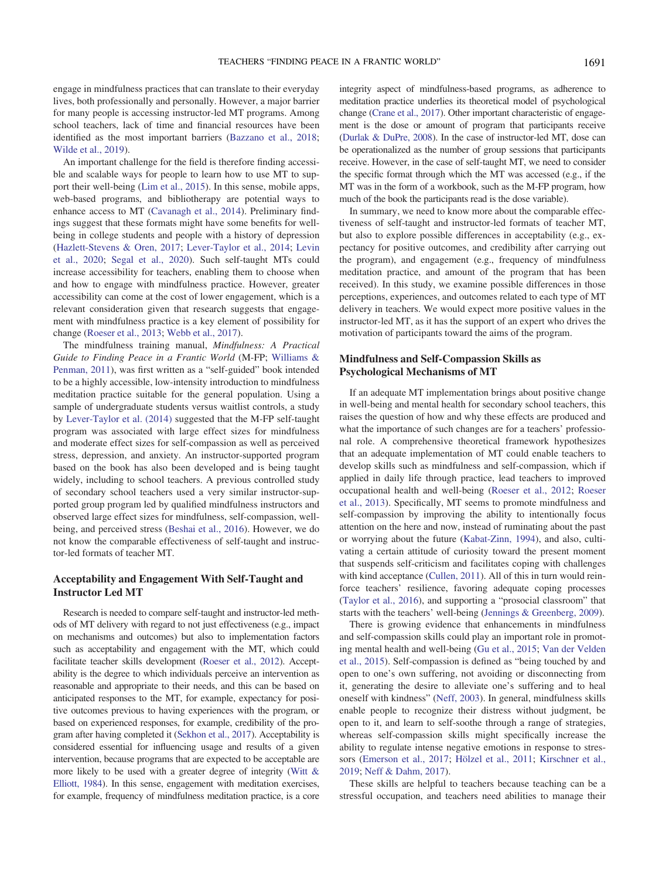engage in mindfulness practices that can translate to their everyday lives, both professionally and personally. However, a major barrier for many people is accessing instructor-led MT programs. Among school teachers, lack of time and financial resources have been identified as the most important barriers (Bazzano et al., 2018; Wilde et al., 2019).

An important challenge for the field is therefore finding accessible and scalable ways for people to learn how to use MT to support their well-being (Lim et al., 2015). In this sense, mobile apps, web-based programs, and bibliotherapy are potential ways to enhance access to MT (Cavanagh et al., 2014). Preliminary findings suggest that these formats might have some benefits for well-being in college students and people with a history of depression (Hazlett-Stevens & Oren, 2017; Lever-Taylor et al., 2014; Levin et al., 2020; Segal et al., 2020). Such self-taught MTs could increase accessibility for teachers, enabling them to choose when and how to engage with mindfulness practice. However, greater accessibility can come at the cost of lower engagement, which is a relevant consideration given that research suggests that engagement with mindfulness practice is a key element of possibility for change (Roeser et al., 2013; Webb et al., 2017).

The mindfulness training manual, *Mindfulness: A Practical Guide to Finding Peace in a Frantic World* (M-FP; Williams & Penman, 2011), was first written as a "self-guided" book intended to be a highly accessible, low-intensity introduction to mindfulness meditation practice suitable for the general population. Using a sample of undergraduate students versus waitlist controls, a study by Lever-Taylor et al. (2014) suggested that the M-FP self-taught program was associated with large effect sizes for mindfulness and moderate effect sizes for self-compassion as well as perceived stress, depression, and anxiety. An instructor-supported program based on the book has also been developed and is being taught widely, including to school teachers. A previous controlled study of secondary school teachers used a very similar instructor-supported group program led by qualified mindfulness instructors and observed large effect sizes for mindfulness, self-compassion, well-being, and perceived stress (Beshai et al., 2016). However, we do not know the comparable effectiveness of self-taught and instructor-led formats of teacher MT.

## Acceptability and Engagement With Self-Taught and Instructor Led MT

Research is needed to compare self-taught and instructor-led methods of MT delivery with regard to not just effectiveness (e.g., impact on mechanisms and outcomes) but also to implementation factors such as acceptability and engagement with the MT, which could facilitate teacher skills development (Roeser et al., 2012). Acceptability is the degree to which individuals perceive an intervention as reasonable and appropriate to their needs, and this can be based on anticipated responses to the MT, for example, expectancy for positive outcomes previous to having experiences with the program, or based on experienced responses, for example, credibility of the program after having completed it (Sekhon et al., 2017). Acceptability is considered essential for influencing usage and results of a given intervention, because programs that are expected to be acceptable are more likely to be used with a greater degree of integrity (Witt & Elliott, 1984). In this sense, engagement with meditation exercises, for example, frequency of mindfulness meditation practice, is a core integrity aspect of mindfulness-based programs, as adherence to meditation practice underlies its theoretical model of psychological change (Crane et al., 2017). Other important characteristic of engagement is the dose or amount of program that participants receive (Durlak & DuPre, 2008). In the case of instructor-led MT, dose can be operationalized as the number of group sessions that participants receive. However, in the case of self-taught MT, we need to consider the specific format through which the MT was accessed (e.g., if the MT was in the form of a workbook, such as the M-FP program, how much of the book the participants read is the dose variable).

In summary, we need to know more about the comparable effectiveness of self-taught and instructor-led formats of teacher MT, but also to explore possible differences in acceptability (e.g., expectancy for positive outcomes, and credibility after carrying out the program), and engagement (e.g., frequency of mindfulness meditation practice, and amount of the program that has been received). In this study, we examine possible differences in those perceptions, experiences, and outcomes related to each type of MT delivery in teachers. We would expect more positive values in the instructor-led MT, as it has the support of an expert who drives the motivation of participants toward the aims of the program.

## Mindfulness and Self-Compassion Skills as Psychological Mechanisms of MT

If an adequate MT implementation brings about positive change in well-being and mental health for secondary school teachers, this raises the question of how and why these effects are produced and what the importance of such changes are for a teachers' professional role. A comprehensive theoretical framework hypothesizes that an adequate implementation of MT could enable teachers to develop skills such as mindfulness and self-compassion, which if applied in daily life through practice, lead teachers to improved occupational health and well-being (Roeser et al., 2012; Roeser et al., 2013). Specifically, MT seems to promote mindfulness and self-compassion by improving the ability to intentionally focus attention on the here and now, instead of ruminating about the past or worrying about the future (Kabat-Zinn, 1994), and also, cultivating a certain attitude of curiosity toward the present moment that suspends self-criticism and facilitates coping with challenges with kind acceptance (Cullen, 2011). All of this in turn would reinforce teachers' resilience, favoring adequate coping processes (Taylor et al., 2016), and supporting a "prosocial classroom" that starts with the teachers' well-being (Jennings & Greenberg, 2009).

There is growing evidence that enhancements in mindfulness and self-compassion skills could play an important role in promoting mental health and well-being (Gu et al., 2015; Van der Velden et al., 2015). Self-compassion is defined as "being touched by and open to one's own suffering, not avoiding or disconnecting from it, generating the desire to alleviate one's suffering and to heal oneself with kindness" (Neff, 2003). In general, mindfulness skills enable people to recognize their distress without judgment, be open to it, and learn to self-soothe through a range of strategies, whereas self-compassion skills might specifically increase the ability to regulate intense negative emotions in response to stressors (Emerson et al., 2017; Hölzel et al., 2011; Kirschner et al., 2019; Neff & Dahm, 2017).

These skills are helpful to teachers because teaching can be a stressful occupation, and teachers need abilities to manage their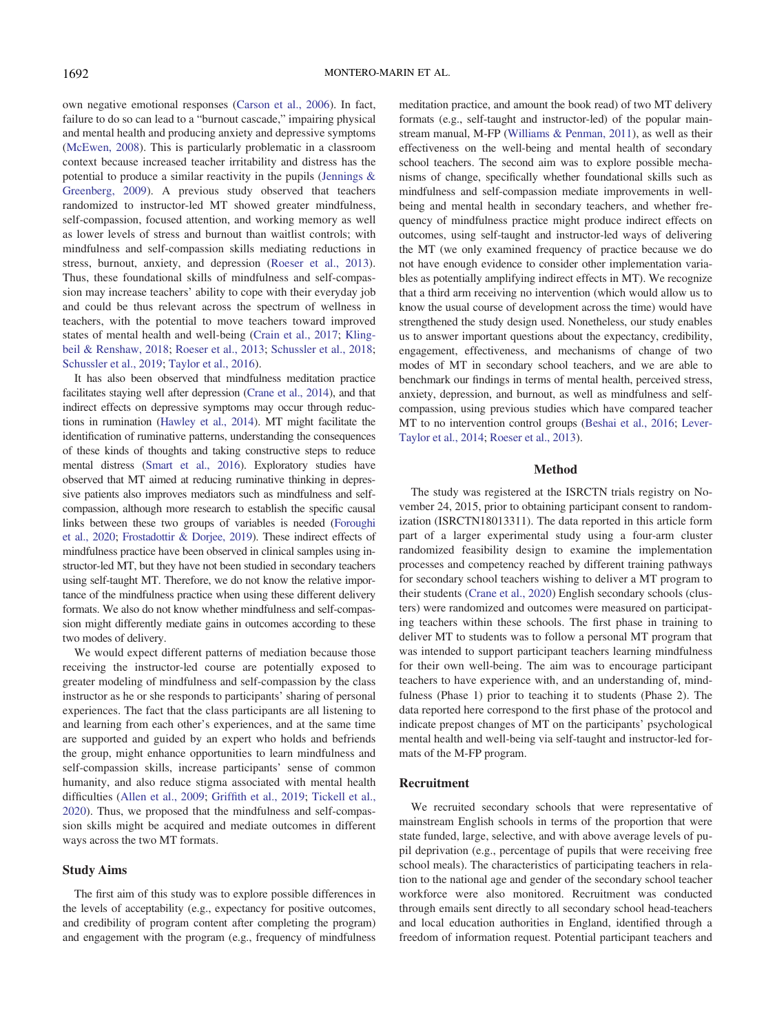own negative emotional responses (Carson et al., 2006). In fact, failure to do so can lead to a "burnout cascade," impairing physical and mental health and producing anxiety and depressive symptoms (McEwen, 2008). This is particularly problematic in a classroom context because increased teacher irritability and distress has the potential to produce a similar reactivity in the pupils (Jennings & Greenberg, 2009). A previous study observed that teachers randomized to instructor-led MT showed greater mindfulness, self-compassion, focused attention, and working memory as well as lower levels of stress and burnout than waitlist controls; with mindfulness and self-compassion skills mediating reductions in stress, burnout, anxiety, and depression (Roeser et al., 2013). Thus, these foundational skills of mindfulness and self-compassion may increase teachers' ability to cope with their everyday job and could be thus relevant across the spectrum of wellness in teachers, with the potential to move teachers toward improved states of mental health and well-being (Crain et al., 2017; Klingbeil & Renshaw, 2018; Roeser et al., 2013; Schussler et al., 2018; Schussler et al., 2019; Taylor et al., 2016).

It has also been observed that mindfulness meditation practice facilitates staying well after depression (Crane et al., 2014), and that indirect effects on depressive symptoms may occur through reductions in rumination (Hawley et al., 2014). MT might facilitate the identification of ruminative patterns, understanding the consequences of these kinds of thoughts and taking constructive steps to reduce mental distress (Smart et al., 2016). Exploratory studies have observed that MT aimed at reducing ruminative thinking in depressive patients also improves mediators such as mindfulness and self-compassion, although more research to establish the specific causal links between these two groups of variables is needed (Foroughi et al., 2020; Frostadottir & Dorjee, 2019). These indirect effects of mindfulness practice have been observed in clinical samples using instructor-led MT, but they have not been studied in secondary teachers using self-taught MT. Therefore, we do not know the relative importance of the mindfulness practice when using these different delivery formats. We also do not know whether mindfulness and self-compassion might differently mediate gains in outcomes according to these two modes of delivery.

We would expect different patterns of mediation because those receiving the instructor-led course are potentially exposed to greater modeling of mindfulness and self-compassion by the class instructor as he or she responds to participants' sharing of personal experiences. The fact that the class participants are all listening to and learning from each other's experiences, and at the same time are supported and guided by an expert who holds and befriends the group, might enhance opportunities to learn mindfulness and self-compassion skills, increase participants' sense of common humanity, and also reduce stigma associated with mental health difficulties (Allen et al., 2009; Griffith et al., 2019; Tickell et al., 2020). Thus, we proposed that the mindfulness and self-compassion skills might be acquired and mediate outcomes in different ways across the two MT formats.

## Study Aims

The first aim of this study was to explore possible differences in the levels of acceptability (e.g., expectancy for positive outcomes, and credibility of program content after completing the program) and engagement with the program (e.g., frequency of mindfulness meditation practice, and amount the book read) of two MT delivery formats (e.g., self-taught and instructor-led) of the popular mainstream manual, M-FP (Williams & Penman, 2011), as well as their effectiveness on the well-being and mental health of secondary school teachers. The second aim was to explore possible mechanisms of change, specifically whether foundational skills such as mindfulness and self-compassion mediate improvements in well-being and mental health in secondary teachers, and whether frequency of mindfulness practice might produce indirect effects on outcomes, using self-taught and instructor-led ways of delivering the MT (we only examined frequency of practice because we do not have enough evidence to consider other implementation variables as potentially amplifying indirect effects in MT). We recognize that a third arm receiving no intervention (which would allow us to know the usual course of development across the time) would have strengthened the study design used. Nonetheless, our study enables us to answer important questions about the expectancy, credibility, engagement, effectiveness, and mechanisms of change of two modes of MT in secondary school teachers, and we are able to benchmark our findings in terms of mental health, perceived stress, anxiety, depression, and burnout, as well as mindfulness and self-compassion, using previous studies which have compared teacher MT to no intervention control groups (Beshai et al., 2016; Lever-Taylor et al., 2014; Roeser et al., 2013).

# Method

The study was registered at the ISRCTN trials registry on November 24, 2015, prior to obtaining participant consent to randomization (ISRCTN18013311). The data reported in this article form part of a larger experimental study using a four-arm cluster randomized feasibility design to examine the implementation processes and competency reached by different training pathways for secondary school teachers wishing to deliver a MT program to their students (Crane et al., 2020) English secondary schools (clusters) were randomized and outcomes were measured on participating teachers within these schools. The first phase in training to deliver MT to students was to follow a personal MT program that was intended to support participant teachers learning mindfulness for their own well-being. The aim was to encourage participant teachers to have experience with, and an understanding of, mindfulness (Phase 1) prior to teaching it to students (Phase 2). The data reported here correspond to the first phase of the protocol and indicate prepost changes of MT on the participants' psychological mental health and well-being via self-taught and instructor-led formats of the M-FP program.

## Recruitment

We recruited secondary schools that were representative of mainstream English schools in terms of the proportion that were state funded, large, selective, and with above average levels of pupil deprivation (e.g., percentage of pupils that were receiving free school meals). The characteristics of participating teachers in relation to the national age and gender of the secondary school teacher workforce were also monitored. Recruitment was conducted through emails sent directly to all secondary school head-teachers and local education authorities in England, identified through a freedom of information request. Potential participant teachers and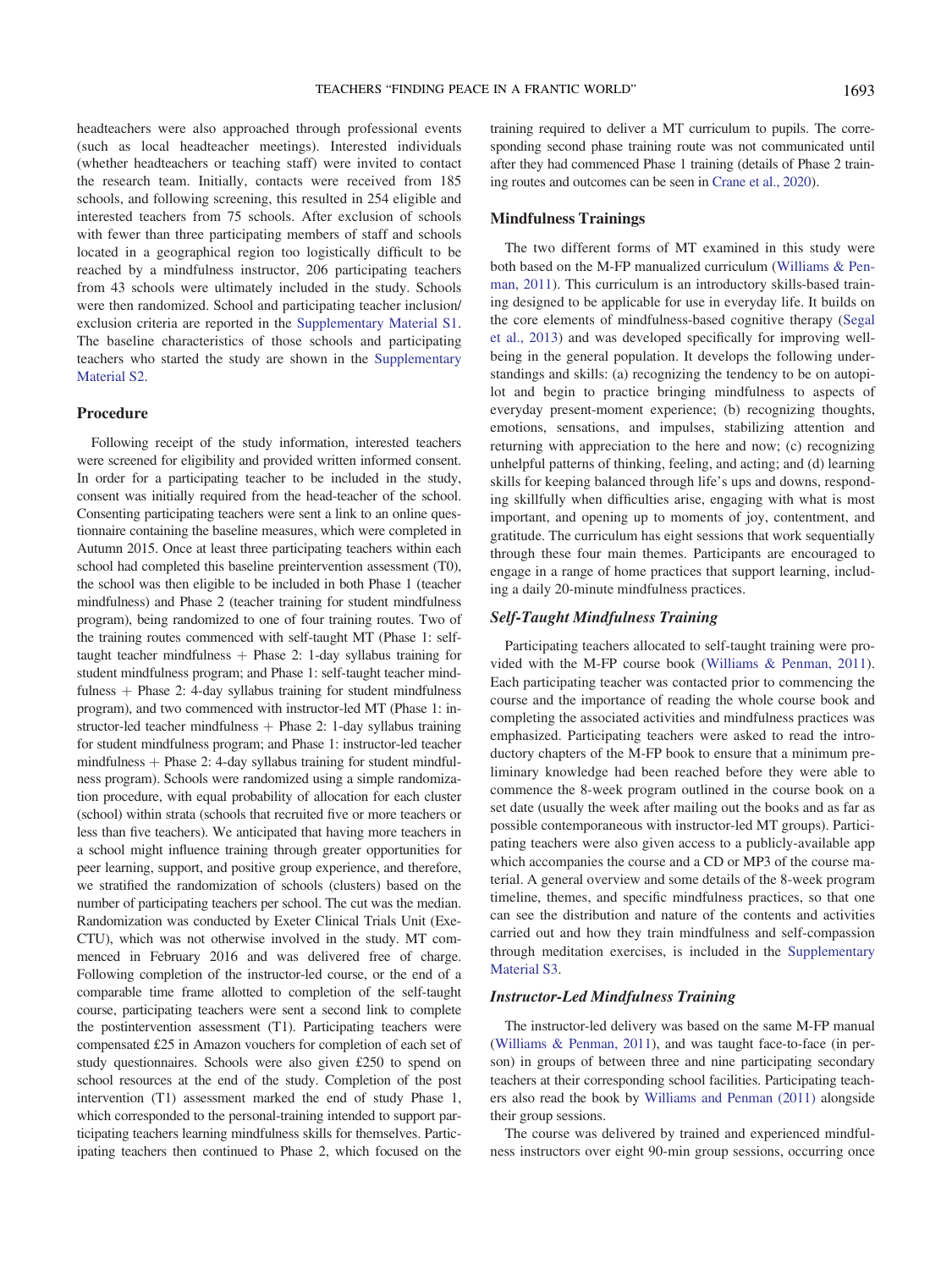headteachers were also approached through professional events (such as local headteacher meetings). Interested individuals (whether headteachers or teaching staff) were invited to contact the research team. Initially, contacts were received from 185 schools, and following screening, this resulted in 254 eligible and interested teachers from 75 schools. After exclusion of schools with fewer than three participating members of staff and schools located in a geographical region too logistically difficult to be reached by a mindfulness instructor, 206 participating teachers from 43 schools were ultimately included in the study. Schools were then randomized. School and participating teacher inclusion/exclusion criteria are reported in the Supplementary Material S1. The baseline characteristics of those schools and participating teachers who started the study are shown in the Supplementary Material S2.

### Procedure

Following receipt of the study information, interested teachers were screened for eligibility and provided written informed consent. In order for a participating teacher to be included in the study, consent was initially required from the head-teacher of the school. Consenting participating teachers were sent a link to an online questionnaire containing the baseline measures, which were completed in Autumn 2015. Once at least three participating teachers within each school had completed this baseline preintervention assessment (T0), the school was then eligible to be included in both Phase 1 (teacher mindfulness) and Phase 2 (teacher training for student mindfulness program), being randomized to one of four training routes. Two of the training routes commenced with self-taught MT (Phase 1: self-taught teacher mindfulness + Phase 2: 1-day syllabus training for student mindfulness program; and Phase 1: self-taught teacher mindfulness + Phase 2: 4-day syllabus training for student mindfulness program), and two commenced with instructor-led MT (Phase 1: instructor-led teacher mindfulness + Phase 2: 1-day syllabus training for student mindfulness program; and Phase 1: instructor-led teacher mindfulness + Phase 2: 4-day syllabus training for student mindfulness program). Schools were randomized using a simple randomization procedure, with equal probability of allocation for each cluster (school) within strata (schools that recruited five or more teachers or less than five teachers). We anticipated that having more teachers in a school might influence training through greater opportunities for peer learning, support, and positive group experience, and therefore, we stratified the randomization of schools (clusters) based on the number of participating teachers per school. The cut was the median. Randomization was conducted by Exeter Clinical Trials Unit (Exe-CTU), which was not otherwise involved in the study. MT commenced in February 2016 and was delivered free of charge. Following completion of the instructor-led course, or the end of a comparable time frame allotted to completion of the self-taught course, participating teachers were sent a second link to complete the postintervention assessment (T1). Participating teachers were compensated £25 in Amazon vouchers for completion of each set of study questionnaires. Schools were also given £250 to spend on school resources at the end of the study. Completion of the post intervention (T1) assessment marked the end of study Phase 1, which corresponded to the personal-training intended to support participating teachers learning mindfulness skills for themselves. Participating teachers then continued to Phase 2, which focused on the training required to deliver a MT curriculum to pupils. The corresponding second phase training route was not communicated until after they had commenced Phase 1 training (details of Phase 2 training routes and outcomes can be seen in Crane et al., 2020).

### Mindfulness Trainings

The two different forms of MT examined in this study were both based on the M-FP manualized curriculum (Williams & Penman, 2011). This curriculum is an introductory skills-based training designed to be applicable for use in everyday life. It builds on the core elements of mindfulness-based cognitive therapy (Segal et al., 2013) and was developed specifically for improving well-being in the general population. It develops the following understandings and skills: (a) recognizing the tendency to be on autopilot and begin to practice bringing mindfulness to aspects of everyday present-moment experience; (b) recognizing thoughts, emotions, sensations, and impulses, stabilizing attention and returning with appreciation to the here and now; (c) recognizing unhelpful patterns of thinking, feeling, and acting; and (d) learning skills for keeping balanced through life's ups and downs, responding skillfully when difficulties arise, engaging with what is most important, and opening up to moments of joy, contentment, and gratitude. The curriculum has eight sessions that work sequentially through these four main themes. Participants are encouraged to engage in a range of home practices that support learning, including a daily 20-minute mindfulness practices.

#### *Self-Taught Mindfulness Training*

Participating teachers allocated to self-taught training were provided with the M-FP course book (Williams & Penman, 2011). Each participating teacher was contacted prior to commencing the course and the importance of reading the whole course book and completing the associated activities and mindfulness practices was emphasized. Participating teachers were asked to read the introductory chapters of the M-FP book to ensure that a minimum preliminary knowledge had been reached before they were able to commence the 8-week program outlined in the course book on a set date (usually the week after mailing out the books and as far as possible contemporaneous with instructor-led MT groups). Participating teachers were also given access to a publicly-available app which accompanies the course and a CD or MP3 of the course material. A general overview and some details of the 8-week program timeline, themes, and specific mindfulness practices, so that one can see the distribution and nature of the contents and activities carried out and how they train mindfulness and self-compassion through meditation exercises, is included in the Supplementary Material S3.

#### *Instructor-Led Mindfulness Training*

The instructor-led delivery was based on the same M-FP manual (Williams & Penman, 2011), and was taught face-to-face (in person) in groups of between three and nine participating secondary teachers at their corresponding school facilities. Participating teachers also read the book by Williams and Penman (2011) alongside their group sessions.

The course was delivered by trained and experienced mindfulness instructors over eight 90-min group sessions, occurring once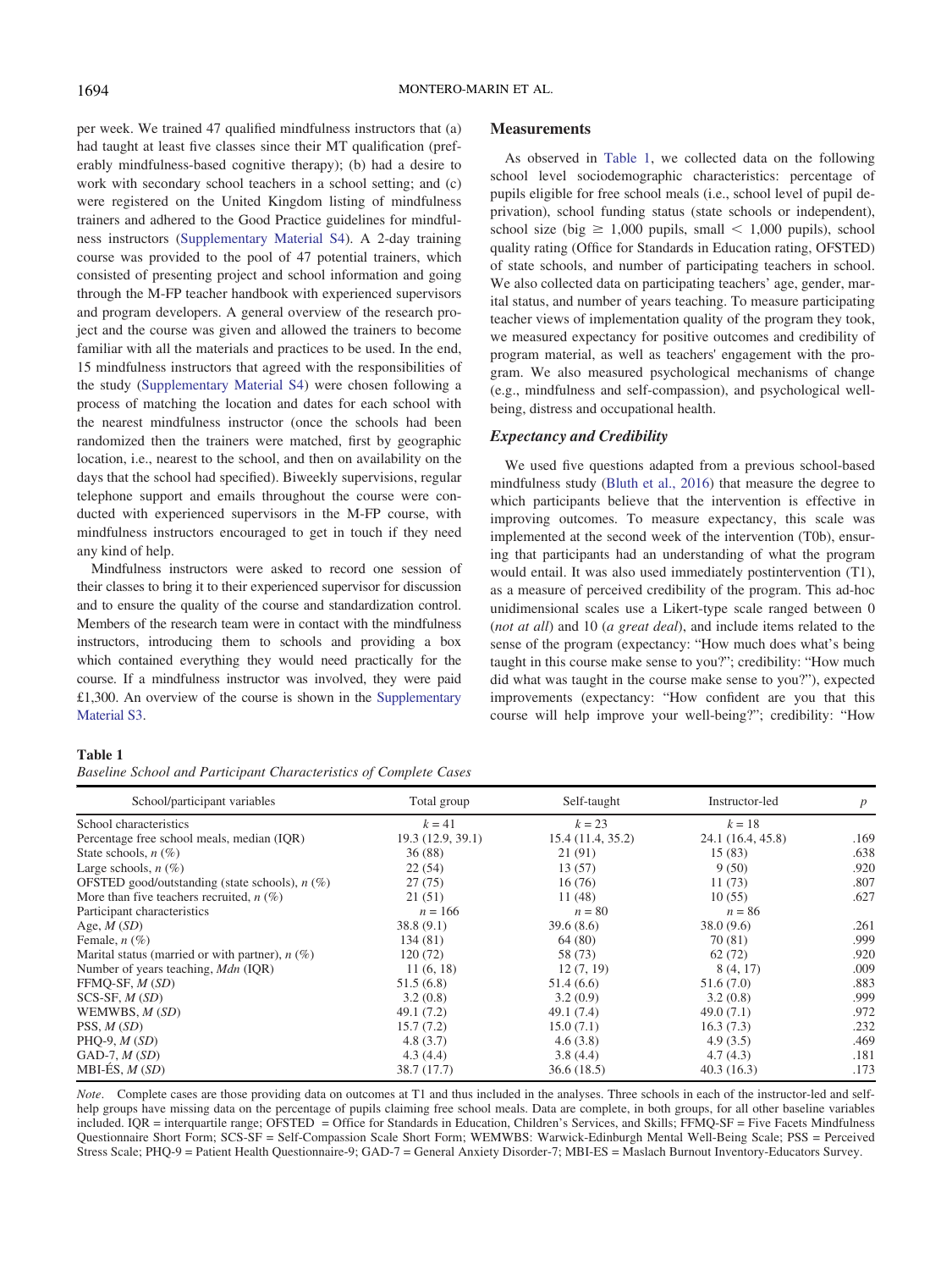per week. We trained 47 qualified mindfulness instructors that (a) had taught at least five classes since their MT qualification (preferably mindfulness-based cognitive therapy); (b) had a desire to work with secondary school teachers in a school setting; and (c) were registered on the United Kingdom listing of mindfulness trainers and adhered to the Good Practice guidelines for mindfulness instructors (Supplementary Material S4). A 2-day training course was provided to the pool of 47 potential trainers, which consisted of presenting project and school information and going through the M-FP teacher handbook with experienced supervisors and program developers. A general overview of the research project and the course was given and allowed the trainers to become familiar with all the materials and practices to be used. In the end, 15 mindfulness instructors that agreed with the responsibilities of the study (Supplementary Material S4) were chosen following a process of matching the location and dates for each school with the nearest mindfulness instructor (once the schools had been randomized then the trainers were matched, first by geographic location, i.e., nearest to the school, and then on availability on the days that the school had specified). Biweekly supervisions, regular telephone support and emails throughout the course were conducted with experienced supervisors in the M-FP course, with mindfulness instructors encouraged to get in touch if they need any kind of help.

Mindfulness instructors were asked to record one session of their classes to bring it to their experienced supervisor for discussion and to ensure the quality of the course and standardization control. Members of the research team were in contact with the mindfulness instructors, introducing them to schools and providing a box which contained everything they would need practically for the course. If a mindfulness instructor was involved, they were paid £1,300. An overview of the course is shown in the Supplementary Material S3.

## Measurements

As observed in Table 1, we collected data on the following school level sociodemographic characteristics: percentage of pupils eligible for free school meals (i.e., school level of pupil deprivation), school funding status (state schools or independent), school size (big $\geq$ 1,000 pupils, small $<$ 1,000 pupils), school quality rating (Office for Standards in Education rating, OFSTED) of state schools, and number of participating teachers in school. We also collected data on participating teachers' age, gender, marital status, and number of years teaching. To measure participating teacher views of implementation quality of the program they took, we measured expectancy for positive outcomes and credibility of program material, as well as teachers' engagement with the program. We also measured psychological mechanisms of change (e.g., mindfulness and self-compassion), and psychological well-being, distress and occupational health.

### *Expectancy and Credibility*

We used five questions adapted from a previous school-based mindfulness study (Bluth et al., 2016) that measure the degree to which participants believe that the intervention is effective in improving outcomes. To measure expectancy, this scale was implemented at the second week of the intervention (T0b), ensuring that participants had an understanding of what the program would entail. It was also used immediately postintervention (T1), as a measure of perceived credibility of the program. This ad-hoc unidimensional scales use a Likert-type scale ranged between 0 (*not at all*) and 10 (*a great deal*), and include items related to the sense of the program (expectancy: "How much does what's being taught in this course make sense to you?"; credibility: "How much did what was taught in the course make sense to you?"), expected improvements (expectancy: "How confident are you that this course will help improve your well-being?"; credibility: "How

**Table 1**
*Baseline School and Participant Characteristics of Complete Cases*

| School/participant variables | Total group | Self-taught | Instructor-led | *p* |
|---|---|---|---|---|
| School characteristics | $k = 41$ | $k = 23$ | $k = 18$ | |
| Percentage free school meals, median (IQR) | 19.3 (12.9, 39.1) | 15.4 (11.4, 35.2) | 24.1 (16.4, 45.8) | .169 |
| State schools, *n* (%) | 36 (88) | 21 (91) | 15 (83) | .638 |
| Large schools, *n* (%) | 22 (54) | 13 (57) | 9 (50) | .920 |
| OFSTED good/outstanding (state schools), *n* (%) | 27 (75) | 16 (76) | 11 (73) | .807 |
| More than five teachers recruited, *n* (%) | 21 (51) | 11 (48) | 10 (55) | .627 |
| Participant characteristics | $n = 166$ | $n = 80$ | $n = 86$ | |
| Age, *M* (*SD*) | 38.8 (9.1) | 39.6 (8.6) | 38.0 (9.6) | .261 |
| Female, *n* (%) | 134 (81) | 64 (80) | 70 (81) | .999 |
| Marital status (married or with partner), *n* (%) | 120 (72) | 58 (73) | 62 (72) | .920 |
| Number of years teaching, *Mdn* (IQR) | 11 (6, 18) | 12 (7, 19) | 8 (4, 17) | .009 |
| FFMQ-SF, *M* (*SD*) | 51.5 (6.8) | 51.4 (6.6) | 51.6 (7.0) | .883 |
| SCS-SF, *M* (*SD*) | 3.2 (0.8) | 3.2 (0.9) | 3.2 (0.8) | .999 |
| WEMWBS, *M* (*SD*) | 49.1 (7.2) | 49.1 (7.4) | 49.0 (7.1) | .972 |
| PSS, *M* (*SD*) | 15.7 (7.2) | 15.0 (7.1) | 16.3 (7.3) | .232 |
| PHQ-9, *M* (*SD*) | 4.8 (3.7) | 4.6 (3.8) | 4.9 (3.5) | .469 |
| GAD-7, *M* (*SD*) | 4.3 (4.4) | 3.8 (4.4) | 4.7 (4.3) | .181 |
| MBI-ÉS, *M* (*SD*) | 38.7 (17.7) | 36.6 (18.5) | 40.3 (16.3) | .173 |

*Note*. Complete cases are those providing data on outcomes at T1 and thus included in the analyses. Three schools in each of the instructor-led and self-help groups have missing data on the percentage of pupils claiming free school meals. Data are complete, in both groups, for all other baseline variables included. IQR = interquartile range; OFSTED = Office for Standards in Education, Children's Services, and Skills; FFMQ-SF = Five Facets Mindfulness Questionnaire Short Form; SCS-SF = Self-Compassion Scale Short Form; WEMWBS: Warwick-Edinburgh Mental Well-Being Scale; PSS = Perceived Stress Scale; PHQ-9 = Patient Health Questionnaire-9; GAD-7 = General Anxiety Disorder-7; MBI-ES = Maslach Burnout Inventory-Educators Survey.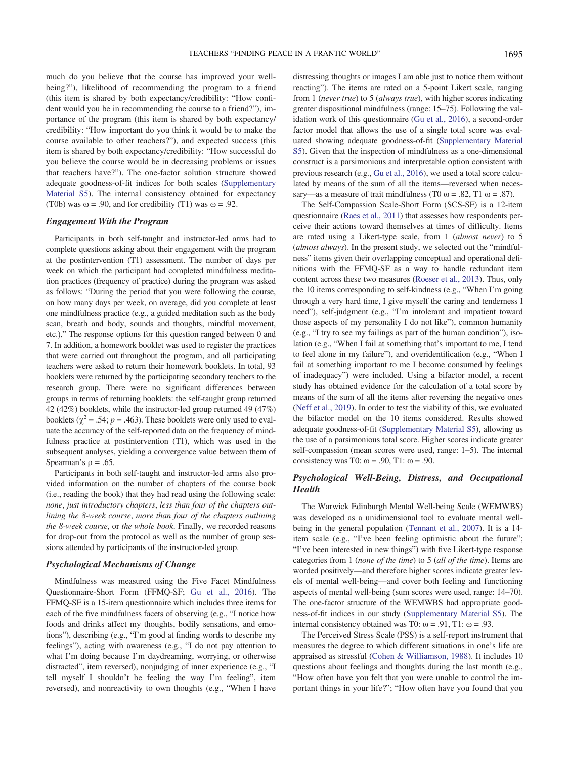much do you believe that the course has improved your well-being?"), likelihood of recommending the program to a friend (this item is shared by both expectancy/credibility: "How confident would you be in recommending the course to a friend?"), importance of the program (this item is shared by both expectancy/credibility: "How important do you think it would be to make the course available to other teachers?"), and expected success (this item is shared by both expectancy/credibility: "How successful do you believe the course would be in decreasing problems or issues that teachers have?"). The one-factor solution structure showed adequate goodness-of-fit indices for both scales (Supplementary Material S5). The internal consistency obtained for expectancy (T0b) was ω = .90, and for credibility (T1) was ω = .92.

### Engagement With the Program

Participants in both self-taught and instructor-led arms had to complete questions asking about their engagement with the program at the postintervention (T1) assessment. The number of days per week on which the participant had completed mindfulness meditation practices (frequency of practice) during the program was asked as follows: "During the period that you were following the course, on how many days per week, on average, did you complete at least one mindfulness practice (e.g., a guided meditation such as the body scan, breath and body, sounds and thoughts, mindful movement, etc.)." The response options for this question ranged between 0 and 7. In addition, a homework booklet was used to register the practices that were carried out throughout the program, and all participating teachers were asked to return their homework booklets. In total, 93 booklets were returned by the participating secondary teachers to the research group. There were no significant differences between groups in terms of returning booklets: the self-taught group returned 42 (42%) booklets, while the instructor-led group returned 49 (47%) booklets ($\chi^2 = .54$; $p = .463$). These booklets were only used to evaluate the accuracy of the self-reported data on the frequency of mindfulness practice at postintervention (T1), which was used in the subsequent analyses, yielding a convergence value between them of Spearman's ρ = .65.

Participants in both self-taught and instructor-led arms also provided information on the number of chapters of the course book (i.e., reading the book) that they had read using the following scale: *none*, *just introductory chapters*, *less than four of the chapters outlining the 8-week course*, *more than four of the chapters outlining the 8-week course*, or *the whole book*. Finally, we recorded reasons for drop-out from the protocol as well as the number of group sessions attended by participants of the instructor-led group.

### Psychological Mechanisms of Change

Mindfulness was measured using the Five Facet Mindfulness Questionnaire-Short Form (FFMQ-SF; Gu et al., 2016). The FFMQ-SF is a 15-item questionnaire which includes three items for each of the five mindfulness facets of observing (e.g., "I notice how foods and drinks affect my thoughts, bodily sensations, and emotions"), describing (e.g., "I'm good at finding words to describe my feelings"), acting with awareness (e.g., "I do not pay attention to what I'm doing because I'm daydreaming, worrying, or otherwise distracted", item reversed), nonjudging of inner experience (e.g., "I tell myself I shouldn't be feeling the way I'm feeling", item reversed), and nonreactivity to own thoughts (e.g., "When I have distressing thoughts or images I am able just to notice them without reacting"). The items are rated on a 5-point Likert scale, ranging from 1 (*never true*) to 5 (*always true*), with higher scores indicating greater dispositional mindfulness (range: 15–75). Following the validation work of this questionnaire (Gu et al., 2016), a second-order factor model that allows the use of a single total score was evaluated showing adequate goodness-of-fit (Supplementary Material S5). Given that the inspection of mindfulness as a one-dimensional construct is a parsimonious and interpretable option consistent with previous research (e.g., Gu et al., 2016), we used a total score calculated by means of the sum of all the items—reversed when necessary—as a measure of trait mindfulness (T0 ω = .82, T1 ω = .87).

The Self-Compassion Scale-Short Form (SCS-SF) is a 12-item questionnaire (Raes et al., 2011) that assesses how respondents perceive their actions toward themselves at times of difficulty. Items are rated using a Likert-type scale, from 1 (*almost never*) to 5 (*almost always*). In the present study, we selected out the "mindfulness" items given their overlapping conceptual and operational definitions with the FFMQ-SF as a way to handle redundant item content across these two measures (Roeser et al., 2013). Thus, only the 10 items corresponding to self-kindness (e.g., "When I'm going through a very hard time, I give myself the caring and tenderness I need"), self-judgment (e.g., "I'm intolerant and impatient toward those aspects of my personality I do not like"), common humanity (e.g., "I try to see my failings as part of the human condition"), isolation (e.g., "When I fail at something that's important to me, I tend to feel alone in my failure"), and overidentification (e.g., "When I fail at something important to me I become consumed by feelings of inadequacy") were included. Using a bifactor model, a recent study has obtained evidence for the calculation of a total score by means of the sum of all the items after reversing the negative ones (Neff et al., 2019). In order to test the viability of this, we evaluated the bifactor model on the 10 items considered. Results showed adequate goodness-of-fit (Supplementary Material S5), allowing us the use of a parsimonious total score. Higher scores indicate greater self-compassion (mean scores were used, range: 1–5). The internal consistency was T0: ω = .90, T1: ω = .90.

### Psychological Well-Being, Distress, and Occupational Health

The Warwick Edinburgh Mental Well-being Scale (WEMWBS) was developed as a unidimensional tool to evaluate mental well-being in the general population (Tennant et al., 2007). It is a 14-item scale (e.g., "I've been feeling optimistic about the future"; "I've been interested in new things") with five Likert-type response categories from 1 (*none of the time*) to 5 (*all of the time*). Items are worded positively—and therefore higher scores indicate greater levels of mental well-being—and cover both feeling and functioning aspects of mental well-being (sum scores were used, range: 14–70). The one-factor structure of the WEMWBS had appropriate goodness-of-fit indices in our study (Supplementary Material S5). The internal consistency obtained was T0: ω = .91, T1: ω = .93.

The Perceived Stress Scale (PSS) is a self-report instrument that measures the degree to which different situations in one's life are appraised as stressful (Cohen & Williamson, 1988). It includes 10 questions about feelings and thoughts during the last month (e.g., "How often have you felt that you were unable to control the important things in your life?"; "How often have you found that you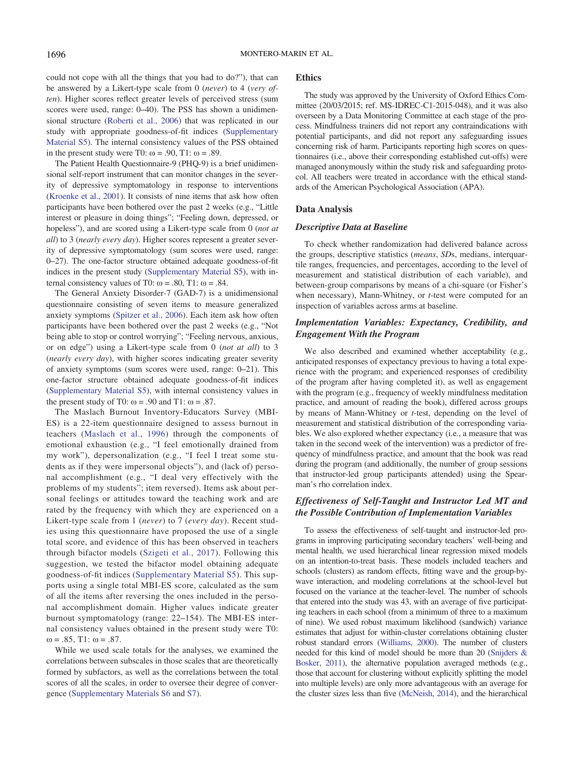could not cope with all the things that you had to do?"), that can be answered by a Likert-type scale from 0 (*never*) to 4 (*very often*). Higher scores reflect greater levels of perceived stress (sum scores were used, range: 0–40). The PSS has shown a unidimensional structure (Roberti et al., 2006) that was replicated in our study with appropriate goodness-of-fit indices (Supplementary Material S5). The internal consistency values of the PSS obtained in the present study were T0: ω = .90, T1: ω = .89.

The Patient Health Questionnaire-9 (PHQ-9) is a brief unidimensional self-report instrument that can monitor changes in the severity of depressive symptomatology in response to interventions (Kroenke et al., 2001). It consists of nine items that ask how often participants have been bothered over the past 2 weeks (e.g., "Little interest or pleasure in doing things"; "Feeling down, depressed, or hopeless"), and are scored using a Likert-type scale from 0 (*not at all*) to 3 (*nearly every day*). Higher scores represent a greater severity of depressive symptomatology (sum scores were used, range: 0–27). The one-factor structure obtained adequate goodness-of-fit indices in the present study (Supplementary Material S5), with internal consistency values of T0: ω = .80, T1: ω = .84.

The General Anxiety Disorder-7 (GAD-7) is a unidimensional questionnaire consisting of seven items to measure generalized anxiety symptoms (Spitzer et al., 2006). Each item ask how often participants have been bothered over the past 2 weeks (e.g., "Not being able to stop or control worrying"; "Feeling nervous, anxious, or on edge") using a Likert-type scale from 0 (*not at all*) to 3 (*nearly every day*), with higher scores indicating greater severity of anxiety symptoms (sum scores were used, range: 0–21). This one-factor structure obtained adequate goodness-of-fit indices (Supplementary Material S5), with internal consistency values in the present study of T0: ω = .90 and T1: ω = .87.

The Maslach Burnout Inventory-Educators Survey (MBI-ES) is a 22-item questionnaire designed to assess burnout in teachers (Maslach et al., 1996) through the components of emotional exhaustion (e.g., "I feel emotionally drained from my work"), depersonalization (e.g., "I feel I treat some students as if they were impersonal objects"), and (lack of) personal accomplishment (e.g., "I deal very effectively with the problems of my students"; item reversed). Items ask about personal feelings or attitudes toward the teaching work and are rated by the frequency with which they are experienced on a Likert-type scale from 1 (*never*) to 7 (*every day*). Recent studies using this questionnaire have proposed the use of a single total score, and evidence of this has been observed in teachers through bifactor models (Szigeti et al., 2017). Following this suggestion, we tested the bifactor model obtaining adequate goodness-of-fit indices (Supplementary Material S5). This supports using a single total MBI-ES score, calculated as the sum of all the items after reversing the ones included in the personal accomplishment domain. Higher values indicate greater burnout symptomatology (range: 22–154). The MBI-ES internal consistency values obtained in the present study were T0: ω = .85, T1: ω = .87.

While we used scale totals for the analyses, we examined the correlations between subscales in those scales that are theoretically formed by subfactors, as well as the correlations between the total scores of all the scales, in order to oversee their degree of convergence (Supplementary Materials S6 and S7).

## Ethics

The study was approved by the University of Oxford Ethics Committee (20/03/2015; ref. MS-IDREC-C1-2015-048), and it was also overseen by a Data Monitoring Committee at each stage of the process. Mindfulness trainers did not report any contraindications with potential participants, and did not report any safeguarding issues concerning risk of harm. Participants reporting high scores on questionnaires (i.e., above their corresponding established cut-offs) were managed anonymously within the study risk and safeguarding protocol. All teachers were treated in accordance with the ethical standards of the American Psychological Association (APA).

## Data Analysis

### Descriptive Data at Baseline

To check whether randomization had delivered balance across the groups, descriptive statistics (*means*, *SD*s, medians, interquartile ranges, frequencies, and percentages, according to the level of measurement and statistical distribution of each variable), and between-group comparisons by means of a chi-square (or Fisher's when necessary), Mann-Whitney, or *t*-test were computed for an inspection of variables across arms at baseline.

### Implementation Variables: Expectancy, Credibility, and Engagement With the Program

We also described and examined whether acceptability (e.g., anticipated responses of expectancy previous to having a total experience with the program; and experienced responses of credibility of the program after having completed it), as well as engagement with the program (e.g., frequency of weekly mindfulness meditation practice, and amount of reading the book), differed across groups by means of Mann-Whitney or *t*-test, depending on the level of measurement and statistical distribution of the corresponding variables. We also explored whether expectancy (i.e., a measure that was taken in the second week of the intervention) was a predictor of frequency of mindfulness practice, and amount that the book was read during the program (and additionally, the number of group sessions that instructor-led group participants attended) using the Spearman's rho correlation index.

### Effectiveness of Self-Taught and Instructor Led MT and the Possible Contribution of Implementation Variables

To assess the effectiveness of self-taught and instructor-led programs in improving participating secondary teachers' well-being and mental health, we used hierarchical linear regression mixed models on an intention-to-treat basis. These models included teachers and schools (clusters) as random effects, fitting wave and the group-by-wave interaction, and modeling correlations at the school-level but focused on the variance at the teacher-level. The number of schools that entered into the study was 43, with an average of five participating teachers in each school (from a minimum of three to a maximum of nine). We used robust maximum likelihood (sandwich) variance estimates that adjust for within-cluster correlations obtaining cluster robust standard errors (Williams, 2000). The number of clusters needed for this kind of model should be more than 20 (Snijders & Bosker, 2011), the alternative population averaged methods (e.g., those that account for clustering without explicitly splitting the model into multiple levels) are only more advantageous with an average for the cluster sizes less than five (McNeish, 2014), and the hierarchical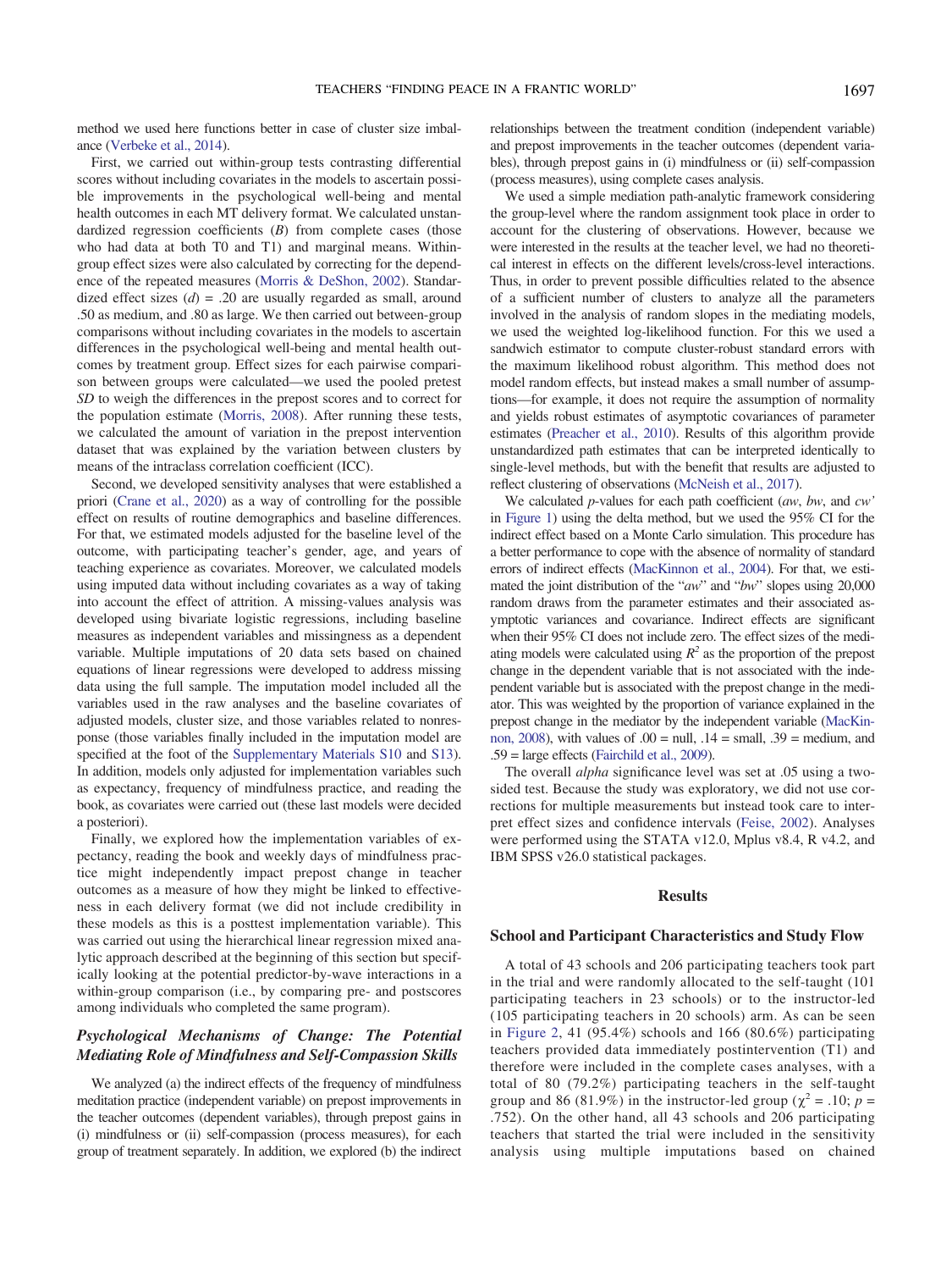method we used here functions better in case of cluster size imbalance (Verbeke et al., 2014).

First, we carried out within-group tests contrasting differential scores without including covariates in the models to ascertain possible improvements in the psychological well-being and mental health outcomes in each MT delivery format. We calculated unstandardized regression coefficients (*B*) from complete cases (those who had data at both T0 and T1) and marginal means. Within-group effect sizes were also calculated by correcting for the dependence of the repeated measures (Morris & DeShon, 2002). Standardized effect sizes (*d*) = .20 are usually regarded as small, around .50 as medium, and .80 as large. We then carried out between-group comparisons without including covariates in the models to ascertain differences in the psychological well-being and mental health outcomes by treatment group. Effect sizes for each pairwise comparison between groups were calculated—we used the pooled pretest *SD* to weigh the differences in the prepost scores and to correct for the population estimate (Morris, 2008). After running these tests, we calculated the amount of variation in the prepost intervention dataset that was explained by the variation between clusters by means of the intraclass correlation coefficient (ICC).

Second, we developed sensitivity analyses that were established a priori (Crane et al., 2020) as a way of controlling for the possible effect on results of routine demographics and baseline differences. For that, we estimated models adjusted for the baseline level of the outcome, with participating teacher's gender, age, and years of teaching experience as covariates. Moreover, we calculated models using imputed data without including covariates as a way of taking into account the effect of attrition. A missing-values analysis was developed using bivariate logistic regressions, including baseline measures as independent variables and missingness as a dependent variable. Multiple imputations of 20 data sets based on chained equations of linear regressions were developed to address missing data using the full sample. The imputation model included all the variables used in the raw analyses and the baseline covariates of adjusted models, cluster size, and those variables related to nonresponse (those variables finally included in the imputation model are specified at the foot of the Supplementary Materials S10 and S13). In addition, models only adjusted for implementation variables such as expectancy, frequency of mindfulness practice, and reading the book, as covariates were carried out (these last models were decided a posteriori).

Finally, we explored how the implementation variables of expectancy, reading the book and weekly days of mindfulness practice might independently impact prepost change in teacher outcomes as a measure of how they might be linked to effectiveness in each delivery format (we did not include credibility in these models as this is a posttest implementation variable). This was carried out using the hierarchical linear regression mixed analytic approach described at the beginning of this section but specifically looking at the potential predictor-by-wave interactions in a within-group comparison (i.e., by comparing pre- and postscores among individuals who completed the same program).

### *Psychological Mechanisms of Change: The Potential Mediating Role of Mindfulness and Self-Compassion Skills*

We analyzed (a) the indirect effects of the frequency of mindfulness meditation practice (independent variable) on prepost improvements in the teacher outcomes (dependent variables), through prepost gains in (i) mindfulness or (ii) self-compassion (process measures), for each group of treatment separately. In addition, we explored (b) the indirect relationships between the treatment condition (independent variable) and prepost improvements in the teacher outcomes (dependent variables), through prepost gains in (i) mindfulness or (ii) self-compassion (process measures), using complete cases analysis.

We used a simple mediation path-analytic framework considering the group-level where the random assignment took place in order to account for the clustering of observations. However, because we were interested in the results at the teacher level, we had no theoretical interest in effects on the different levels/cross-level interactions. Thus, in order to prevent possible difficulties related to the absence of a sufficient number of clusters to analyze all the parameters involved in the analysis of random slopes in the mediating models, we used the weighted log-likelihood function. For this we used a sandwich estimator to compute cluster-robust standard errors with the maximum likelihood robust algorithm. This method does not model random effects, but instead makes a small number of assumptions—for example, it does not require the assumption of normality and yields robust estimates of asymptotic covariances of parameter estimates (Preacher et al., 2010). Results of this algorithm provide unstandardized path estimates that can be interpreted identically to single-level methods, but with the benefit that results are adjusted to reflect clustering of observations (McNeish et al., 2017).

We calculated *p*-values for each path coefficient (*aw*, *bw*, and *cw'* in Figure 1) using the delta method, but we used the 95% CI for the indirect effect based on a Monte Carlo simulation. This procedure has a better performance to cope with the absence of normality of standard errors of indirect effects (MacKinnon et al., 2004). For that, we estimated the joint distribution of the "*aw*" and "*bw*" slopes using 20,000 random draws from the parameter estimates and their associated asymptotic variances and covariance. Indirect effects are significant when their 95% CI does not include zero. The effect sizes of the mediating models were calculated using $R^2$ as the proportion of the prepost change in the dependent variable that is not associated with the independent variable but is associated with the prepost change in the mediator. This was weighted by the proportion of variance explained in the prepost change in the mediator by the independent variable (MacKinnon, 2008), with values of .00 = null, .14 = small, .39 = medium, and .59 = large effects (Fairchild et al., 2009).

The overall *alpha* significance level was set at .05 using a two-sided test. Because the study was exploratory, we did not use corrections for multiple measurements but instead took care to interpret effect sizes and confidence intervals (Feise, 2002). Analyses were performed using the STATA v12.0, Mplus v8.4, R v4.2, and IBM SPSS v26.0 statistical packages.

## Results

### School and Participant Characteristics and Study Flow

A total of 43 schools and 206 participating teachers took part in the trial and were randomly allocated to the self-taught (101 participating teachers in 23 schools) or to the instructor-led (105 participating teachers in 20 schools) arm. As can be seen in Figure 2, 41 (95.4%) schools and 166 (80.6%) participating teachers provided data immediately postintervention (T1) and therefore were included in the complete cases analyses, with a total of 80 (79.2%) participating teachers in the self-taught group and 86 (81.9%) in the instructor-led group ($\chi^2$ = .10; *p* = .752). On the other hand, all 43 schools and 206 participating teachers that started the trial were included in the sensitivity analysis using multiple imputations based on chained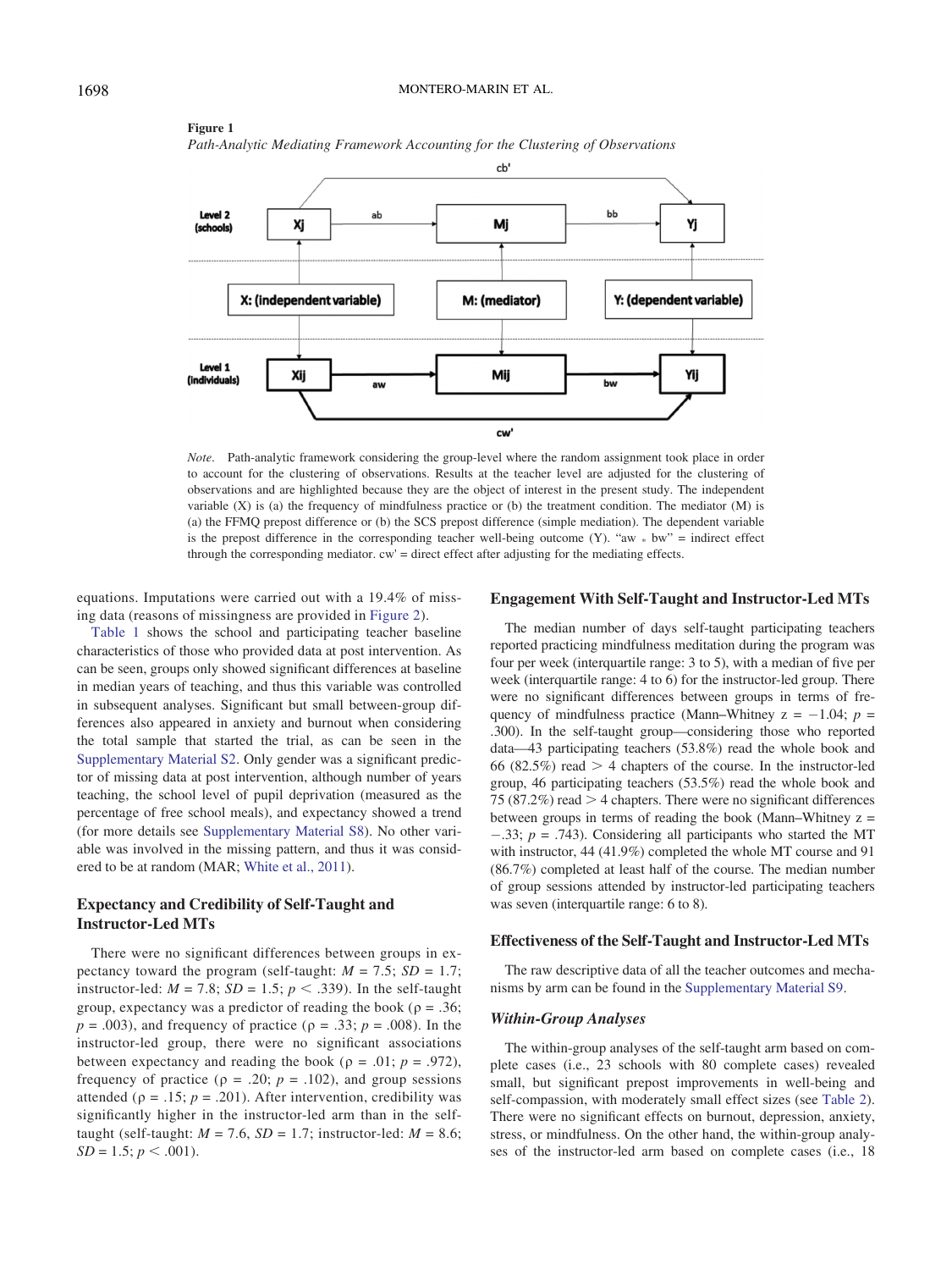**Figure 1**

*Path-Analytic Mediating Framework Accounting for the Clustering of Observations*

*Note.* Path-analytic framework considering the group-level where the random assignment took place in order to account for the clustering of observations. Results at the teacher level are adjusted for the clustering of observations and are highlighted because they are the object of interest in the present study. The independent variable (X) is (a) the frequency of mindfulness practice or (b) the treatment condition. The mediator (M) is (a) the FFMQ prepost difference or (b) the SCS prepost difference (simple mediation). The dependent variable is the prepost difference in the corresponding teacher well-being outcome (Y). "aw * bw" = indirect effect through the corresponding mediator. cw' = direct effect after adjusting for the mediating effects.

equations. Imputations were carried out with a 19.4% of missing data (reasons of missingness are provided in Figure 2).

Table 1 shows the school and participating teacher baseline characteristics of those who provided data at post intervention. As can be seen, groups only showed significant differences at baseline in median years of teaching, and thus this variable was controlled in subsequent analyses. Significant but small between-group differences also appeared in anxiety and burnout when considering the total sample that started the trial, as can be seen in the Supplementary Material S2. Only gender was a significant predictor of missing data at post intervention, although number of years teaching, the school level of pupil deprivation (measured as the percentage of free school meals), and expectancy showed a trend (for more details see Supplementary Material S8). No other variable was involved in the missing pattern, and thus it was considered to be at random (MAR; White et al., 2011).

## Expectancy and Credibility of Self-Taught and Instructor-Led MTs

There were no significant differences between groups in expectancy toward the program (self-taught: $M = 7.5$; $SD = 1.7$; instructor-led: $M = 7.8$; $SD = 1.5$; $p < .339$). In the self-taught group, expectancy was a predictor of reading the book ($\rho = .36$; $p = .003$), and frequency of practice ($\rho = .33$; $p = .008$). In the instructor-led group, there were no significant associations between expectancy and reading the book ($\rho = .01$; $p = .972$), frequency of practice ($\rho = .20$; $p = .102$), and group sessions attended ($\rho = .15$; $p = .201$). After intervention, credibility was significantly higher in the instructor-led arm than in the self-taught (self-taught: $M = 7.6$, $SD = 1.7$; instructor-led: $M = 8.6$; $SD = 1.5$; $p < .001$).

## Engagement With Self-Taught and Instructor-Led MTs

The median number of days self-taught participating teachers reported practicing mindfulness meditation during the program was four per week (interquartile range: 3 to 5), with a median of five per week (interquartile range: 4 to 6) for the instructor-led group. There were no significant differences between groups in terms of frequency of mindfulness practice (Mann–Whitney $z = -1.04$; $p = .300$). In the self-taught group—considering those who reported data—43 participating teachers (53.8%) read the whole book and 66 (82.5%) read > 4 chapters of the course. In the instructor-led group, 46 participating teachers (53.5%) read the whole book and 75 (87.2%) read > 4 chapters. There were no significant differences between groups in terms of reading the book (Mann–Whitney $z = -.33$; $p = .743$). Considering all participants who started the MT with instructor, 44 (41.9%) completed the whole MT course and 91 (86.7%) completed at least half of the course. The median number of group sessions attended by instructor-led participating teachers was seven (interquartile range: 6 to 8).

## Effectiveness of the Self-Taught and Instructor-Led MTs

The raw descriptive data of all the teacher outcomes and mechanisms by arm can be found in the Supplementary Material S9.

### *Within-Group Analyses*

The within-group analyses of the self-taught arm based on complete cases (i.e., 23 schools with 80 complete cases) revealed small, but significant prepost improvements in well-being and self-compassion, with moderately small effect sizes (see Table 2). There were no significant effects on burnout, depression, anxiety, stress, or mindfulness. On the other hand, the within-group analyses of the instructor-led arm based on complete cases (i.e., 18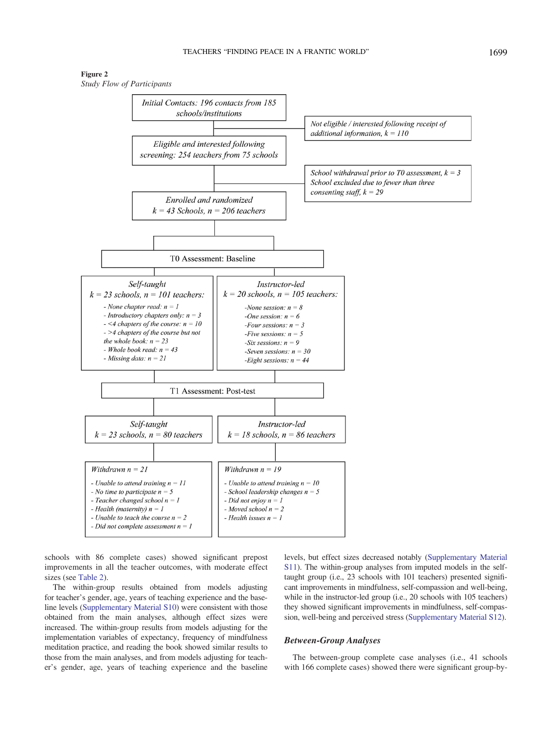**Figure 2**

*Study Flow of Participants*

*Initial Contacts: 196 contacts from 185 schools/institutions*

*Not eligible / interested following receipt of additional information, k = 110*

*Eligible and interested following screening: 254 teachers from 75 schools*

*School withdrawal prior to T0 assessment, k = 3*
*School excluded due to fewer than three consenting staff, k = 29*

*Enrolled and randomized*
*k = 43 Schools, n = 206 teachers*

T0 Assessment: Baseline

*Self-taught*
*k = 23 schools, n = 101 teachers:*
- *None chapter read: n = 1*
- *Introductory chapters only: n = 3*
- *<4 chapters of the course: n = 10*
- *>4 chapters of the course but not the whole book: n = 23*
- *Whole book read: n = 43*
- *Missing data: n = 21*

*Instructor-led*
*k = 20 schools, n = 105 teachers:*
- *None session: n = 8*
- *One session: n = 6*
- *Four sessions: n = 3*
- *Five sessions: n = 5*
- *Six sessions: n = 9*
- *Seven sessions: n = 30*
- *Eight sessions: n = 44*

T1 Assessment: Post-test

*Self-taught*
*k = 23 schools, n = 80 teachers*

*Instructor-led*
*k = 18 schools, n = 86 teachers*

*Withdrawn n = 21*
- *Unable to attend training n = 11*
- *No time to participate n = 5*
- *Teacher changed school n = 1*
- *Health (maternity) n = 1*
- *Unable to teach the course n = 2*
- *Did not complete assessment n = 1*

*Withdrawn n = 19*
- *Unable to attend training n = 10*
- *School leadership changes n = 5*
- *Did not enjoy n = 1*
- *Moved school n = 2*
- *Health issues n = 1*

schools with 86 complete cases) showed significant prepost improvements in all the teacher outcomes, with moderate effect sizes (see Table 2).

The within-group results obtained from models adjusting for teacher's gender, age, years of teaching experience and the baseline levels (Supplementary Material S10) were consistent with those obtained from the main analyses, although effect sizes were increased. The within-group results from models adjusting for the implementation variables of expectancy, frequency of mindfulness meditation practice, and reading the book showed similar results to those from the main analyses, and from models adjusting for teacher's gender, age, years of teaching experience and the baseline levels, but effect sizes decreased notably (Supplementary Material S11). The within-group analyses from imputed models in the self-taught group (i.e., 23 schools with 101 teachers) presented significant improvements in mindfulness, self-compassion and well-being, while in the instructor-led group (i.e., 20 schools with 105 teachers) they showed significant improvements in mindfulness, self-compassion, well-being and perceived stress (Supplementary Material S12).

### Between-Group Analyses

The between-group complete case analyses (i.e., 41 schools with 166 complete cases) showed there were significant group-by-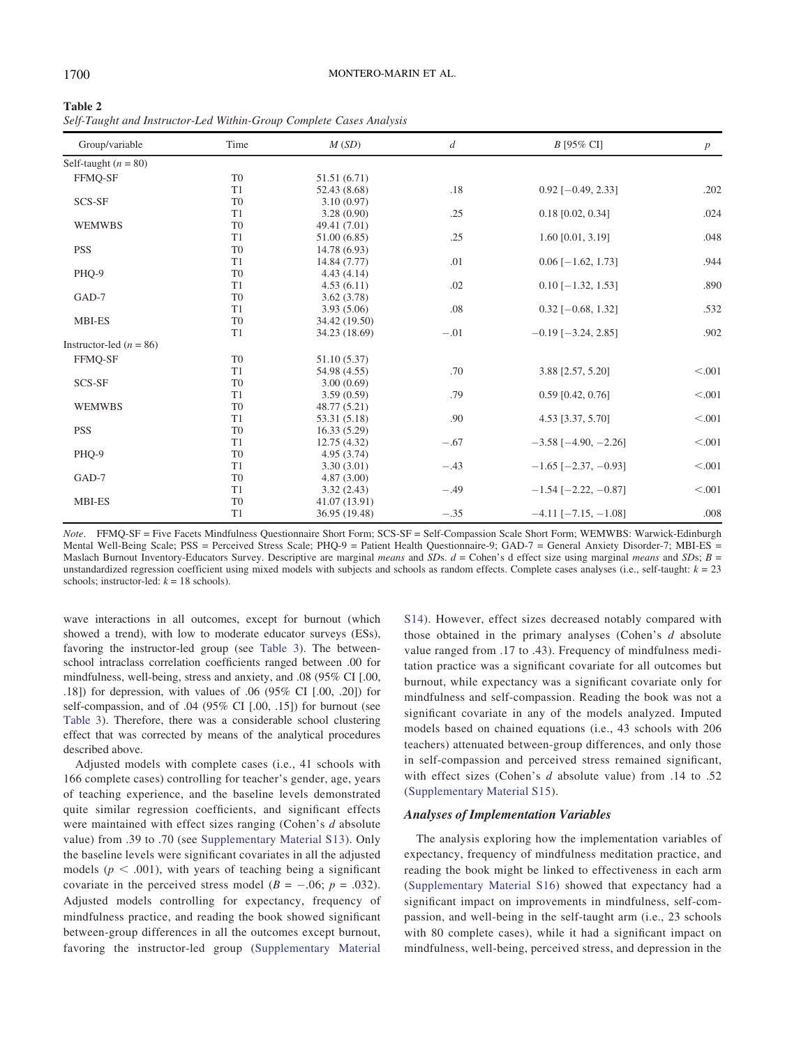**Table 2**

*Self-Taught and Instructor-Led Within-Group Complete Cases Analysis*

| Group/variable | Time | *M* (*SD*) | *d* | *B* [95% CI] | *p* |
|---|---|---|---|---|---|
| Self-taught ($n = 80$) | | | | | |
| FFMQ-SF | T0 | 51.51 (6.71) | | | |
| | T1 | 52.43 (8.68) | .18 | 0.92 [−0.49, 2.33] | .202 |
| SCS-SF | T0 | 3.10 (0.97) | | | |
| | T1 | 3.28 (0.90) | .25 | 0.18 [0.02, 0.34] | .024 |
| WEMWBS | T0 | 49.41 (7.01) | | | |
| | T1 | 51.00 (6.85) | .25 | 1.60 [0.01, 3.19] | .048 |
| PSS | T0 | 14.78 (6.93) | | | |
| | T1 | 14.84 (7.77) | .01 | 0.06 [−1.62, 1.73] | .944 |
| PHQ-9 | T0 | 4.43 (4.14) | | | |
| | T1 | 4.53 (6.11) | .02 | 0.10 [−1.32, 1.53] | .890 |
| GAD-7 | T0 | 3.62 (3.78) | | | |
| | T1 | 3.93 (5.06) | .08 | 0.32 [−0.68, 1.32] | .532 |
| MBI-ES | T0 | 34.42 (19.50) | | | |
| | T1 | 34.23 (18.69) | −.01 | −0.19 [−3.24, 2.85] | .902 |
| Instructor-led ($n = 86$) | | | | | |
| FFMQ-SF | T0 | 51.10 (5.37) | | | |
| | T1 | 54.98 (4.55) | .70 | 3.88 [2.57, 5.20] | <.001 |
| SCS-SF | T0 | 3.00 (0.69) | | | |
| | T1 | 3.59 (0.59) | .79 | 0.59 [0.42, 0.76] | <.001 |
| WEMWBS | T0 | 48.77 (5.21) | | | |
| | T1 | 53.31 (5.18) | .90 | 4.53 [3.37, 5.70] | <.001 |
| PSS | T0 | 16.33 (5.29) | | | |
| | T1 | 12.75 (4.32) | −.67 | −3.58 [−4.90, −2.26] | <.001 |
| PHQ-9 | T0 | 4.95 (3.74) | | | |
| | T1 | 3.30 (3.01) | −.43 | −1.65 [−2.37, −0.93] | <.001 |
| GAD-7 | T0 | 4.87 (3.00) | | | |
| | T1 | 3.32 (2.43) | −.49 | −1.54 [−2.22, −0.87] | <.001 |
| MBI-ES | T0 | 41.07 (13.91) | | | |
| | T1 | 36.95 (19.48) | −.35 | −4.11 [−7.15, −1.08] | .008 |

*Note*. FFMQ-SF = Five Facets Mindfulness Questionnaire Short Form; SCS-SF = Self-Compassion Scale Short Form; WEMWBS: Warwick-Edinburgh Mental Well-Being Scale; PSS = Perceived Stress Scale; PHQ-9 = Patient Health Questionnaire-9; GAD-7 = General Anxiety Disorder-7; MBI-ES = Maslach Burnout Inventory-Educators Survey. Descriptive are marginal *means* and *SD*s. *d* = Cohen's d effect size using marginal *means* and *SD*s; *B* = unstandardized regression coefficient using mixed models with subjects and schools as random effects. Complete cases analyses (i.e., self-taught: $k = 23$ schools; instructor-led: $k = 18$ schools).

wave interactions in all outcomes, except for burnout (which showed a trend), with low to moderate educator surveys (ESs), favoring the instructor-led group (see Table 3). The between-school intraclass correlation coefficients ranged between .00 for mindfulness, well-being, stress and anxiety, and .08 (95% CI [.00, .18]) for depression, with values of .06 (95% CI [.00, .20]) for self-compassion, and of .04 (95% CI [.00, .15]) for burnout (see Table 3). Therefore, there was a considerable school clustering effect that was corrected by means of the analytical procedures described above.

Adjusted models with complete cases (i.e., 41 schools with 166 complete cases) controlling for teacher's gender, age, years of teaching experience, and the baseline levels demonstrated quite similar regression coefficients, and significant effects were maintained with effect sizes ranging (Cohen's *d* absolute value) from .39 to .70 (see Supplementary Material S13). Only the baseline levels were significant covariates in all the adjusted models ($p < .001$), with years of teaching being a significant covariate in the perceived stress model ($B = -.06$; $p = .032$). Adjusted models controlling for expectancy, frequency of mindfulness practice, and reading the book showed significant between-group differences in all the outcomes except burnout, favoring the instructor-led group (Supplementary Material S14). However, effect sizes decreased notably compared with those obtained in the primary analyses (Cohen's *d* absolute value ranged from .17 to .43). Frequency of mindfulness meditation practice was a significant covariate for all outcomes but burnout, while expectancy was a significant covariate only for mindfulness and self-compassion. Reading the book was not a significant covariate in any of the models analyzed. Imputed models based on chained equations (i.e., 43 schools with 206 teachers) attenuated between-group differences, and only those in self-compassion and perceived stress remained significant, with effect sizes (Cohen's *d* absolute value) from .14 to .52 (Supplementary Material S15).

### Analyses of Implementation Variables

The analysis exploring how the implementation variables of expectancy, frequency of mindfulness meditation practice, and reading the book might be linked to effectiveness in each arm (Supplementary Material S16) showed that expectancy had a significant impact on improvements in mindfulness, self-compassion, and well-being in the self-taught arm (i.e., 23 schools with 80 complete cases), while it had a significant impact on mindfulness, well-being, perceived stress, and depression in the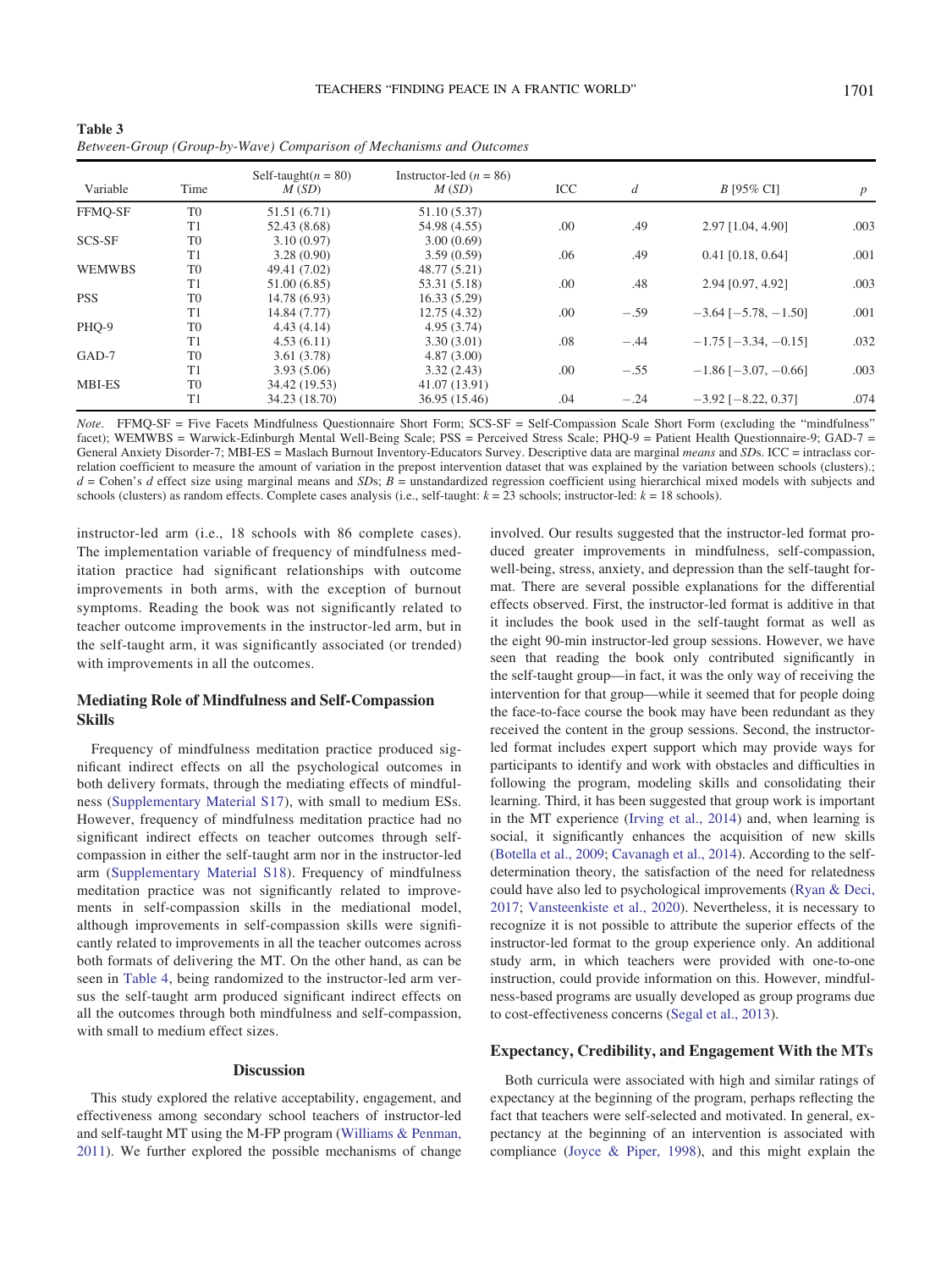**Table 3**
*Between-Group (Group-by-Wave) Comparison of Mechanisms and Outcomes*

| Variable | Time | Self-taught(n = 80) *M* (*SD*) | Instructor-led (n = 86) *M* (*SD*) | ICC | *d* | *B* [95% CI] | *p* |
|---|---|---|---|---|---|---|---|
| FFMQ-SF | T0 | 51.51 (6.71) | 51.10 (5.37) | | | | |
| | T1 | 52.43 (8.68) | 54.98 (4.55) | .00 | .49 | 2.97 [1.04, 4.90] | .003 |
| SCS-SF | T0 | 3.10 (0.97) | 3.00 (0.69) | | | | |
| | T1 | 3.28 (0.90) | 3.59 (0.59) | .06 | .49 | 0.41 [0.18, 0.64] | .001 |
| WEMWBS | T0 | 49.41 (7.02) | 48.77 (5.21) | | | | |
| | T1 | 51.00 (6.85) | 53.31 (5.18) | .00 | .48 | 2.94 [0.97, 4.92] | .003 |
| PSS | T0 | 14.78 (6.93) | 16.33 (5.29) | | | | |
| | T1 | 14.84 (7.77) | 12.75 (4.32) | .00 | −.59 | −3.64 [−5.78, −1.50] | .001 |
| PHQ-9 | T0 | 4.43 (4.14) | 4.95 (3.74) | | | | |
| | T1 | 4.53 (6.11) | 3.30 (3.01) | .08 | −.44 | −1.75 [−3.34, −0.15] | .032 |
| GAD-7 | T0 | 3.61 (3.78) | 4.87 (3.00) | | | | |
| | T1 | 3.93 (5.06) | 3.32 (2.43) | .00 | −.55 | −1.86 [−3.07, −0.66] | .003 |
| MBI-ES | T0 | 34.42 (19.53) | 41.07 (13.91) | | | | |
| | T1 | 34.23 (18.70) | 36.95 (15.46) | .04 | −.24 | −3.92 [−8.22, 0.37] | .074 |

*Note*. FFMQ-SF = Five Facets Mindfulness Questionnaire Short Form; SCS-SF = Self-Compassion Scale Short Form (excluding the "mindfulness" facet); WEMWBS = Warwick-Edinburgh Mental Well-Being Scale; PSS = Perceived Stress Scale; PHQ-9 = Patient Health Questionnaire-9; GAD-7 = General Anxiety Disorder-7; MBI-ES = Maslach Burnout Inventory-Educators Survey. Descriptive data are marginal *means* and *SD*s. ICC = intraclass correlation coefficient to measure the amount of variation in the prepost intervention dataset that was explained by the variation between schools (clusters).; *d* = Cohen's *d* effect size using marginal means and *SD*s; *B* = unstandardized regression coefficient using hierarchical mixed models with subjects and schools (clusters) as random effects. Complete cases analysis (i.e., self-taught: *k* = 23 schools; instructor-led: *k* = 18 schools).

instructor-led arm (i.e., 18 schools with 86 complete cases). The implementation variable of frequency of mindfulness meditation practice had significant relationships with outcome improvements in both arms, with the exception of burnout symptoms. Reading the book was not significantly related to teacher outcome improvements in the instructor-led arm, but in the self-taught arm, it was significantly associated (or trended) with improvements in all the outcomes.

## Mediating Role of Mindfulness and Self-Compassion Skills

Frequency of mindfulness meditation practice produced significant indirect effects on all the psychological outcomes in both delivery formats, through the mediating effects of mindfulness (Supplementary Material S17), with small to medium ESs. However, frequency of mindfulness meditation practice had no significant indirect effects on teacher outcomes through self-compassion in either the self-taught arm nor in the instructor-led arm (Supplementary Material S18). Frequency of mindfulness meditation practice was not significantly related to improvements in self-compassion skills in the mediational model, although improvements in self-compassion skills were significantly related to improvements in all the teacher outcomes across both formats of delivering the MT. On the other hand, as can be seen in Table 4, being randomized to the instructor-led arm versus the self-taught arm produced significant indirect effects on all the outcomes through both mindfulness and self-compassion, with small to medium effect sizes.

# Discussion

This study explored the relative acceptability, engagement, and effectiveness among secondary school teachers of instructor-led and self-taught MT using the M-FP program (Williams & Penman, 2011). We further explored the possible mechanisms of change involved. Our results suggested that the instructor-led format produced greater improvements in mindfulness, self-compassion, well-being, stress, anxiety, and depression than the self-taught format. There are several possible explanations for the differential effects observed. First, the instructor-led format is additive in that it includes the book used in the self-taught format as well as the eight 90-min instructor-led group sessions. However, we have seen that reading the book only contributed significantly in the self-taught group—in fact, it was the only way of receiving the intervention for that group—while it seemed that for people doing the face-to-face course the book may have been redundant as they received the content in the group sessions. Second, the instructor-led format includes expert support which may provide ways for participants to identify and work with obstacles and difficulties in following the program, modeling skills and consolidating their learning. Third, it has been suggested that group work is important in the MT experience (Irving et al., 2014) and, when learning is social, it significantly enhances the acquisition of new skills (Botella et al., 2009; Cavanagh et al., 2014). According to the self-determination theory, the satisfaction of the need for relatedness could have also led to psychological improvements (Ryan & Deci, 2017; Vansteenkiste et al., 2020). Nevertheless, it is necessary to recognize it is not possible to attribute the superior effects of the instructor-led format to the group experience only. An additional study arm, in which teachers were provided with one-to-one instruction, could provide information on this. However, mindfulness-based programs are usually developed as group programs due to cost-effectiveness concerns (Segal et al., 2013).

## Expectancy, Credibility, and Engagement With the MTs

Both curricula were associated with high and similar ratings of expectancy at the beginning of the program, perhaps reflecting the fact that teachers were self-selected and motivated. In general, expectancy at the beginning of an intervention is associated with compliance (Joyce & Piper, 1998), and this might explain the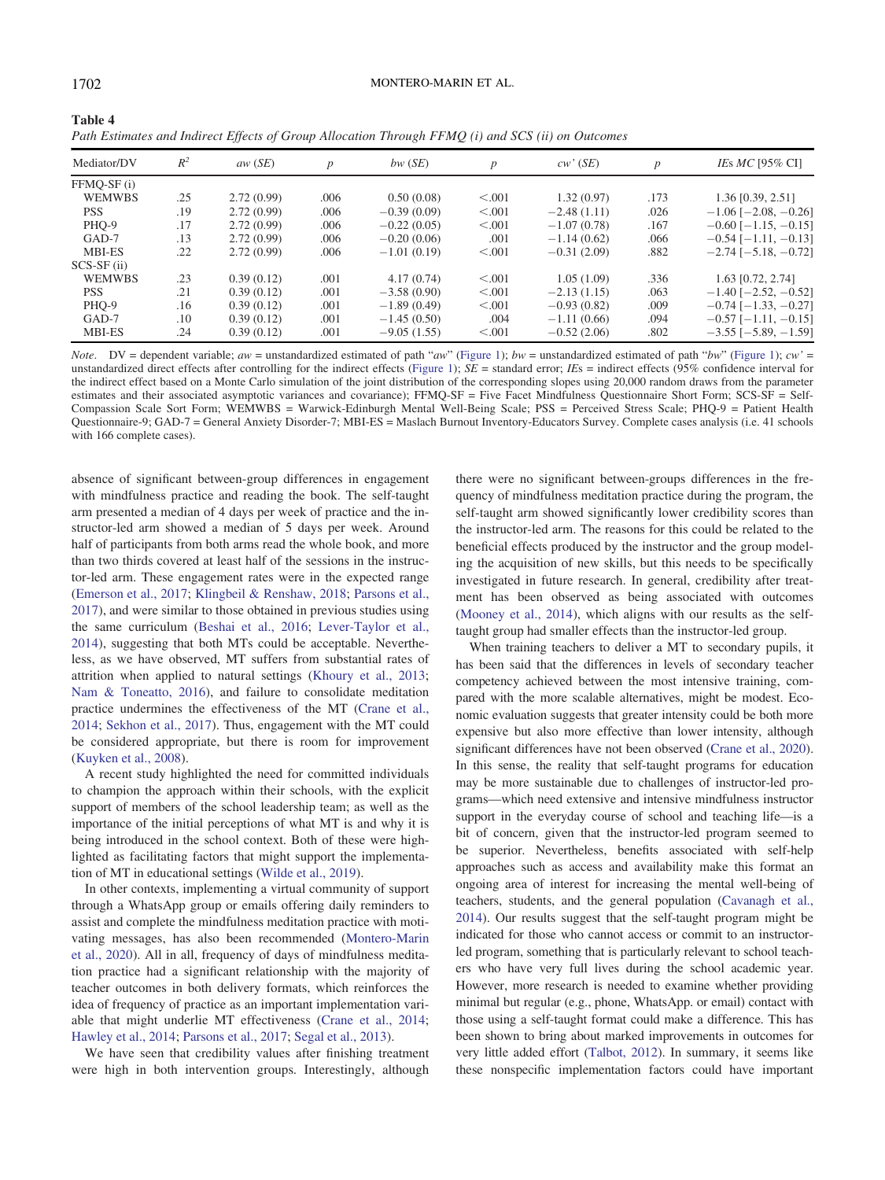**Table 4**

*Path Estimates and Indirect Effects of Group Allocation Through FFMQ (i) and SCS (ii) on Outcomes*

| Mediator/DV | $R^2$ | *aw* (*SE*) | *p* | *bw* (*SE*) | *p* | *cw'* (*SE*) | *p* | *IEs MC* [95% CI] |
|---|---|---|---|---|---|---|---|---|
| FFMQ-SF (i) | | | | | | | | |
| WEMWBS | .25 | 2.72 (0.99) | .006 | 0.50 (0.08) | <.001 | 1.32 (0.97) | .173 | 1.36 [0.39, 2.51] |
| PSS | .19 | 2.72 (0.99) | .006 | −0.39 (0.09) | <.001 | −2.48 (1.11) | .026 | −1.06 [−2.08, −0.26] |
| PHQ-9 | .17 | 2.72 (0.99) | .006 | −0.22 (0.05) | <.001 | −1.07 (0.78) | .167 | −0.60 [−1.15, −0.15] |
| GAD-7 | .13 | 2.72 (0.99) | .006 | −0.20 (0.06) | .001 | −1.14 (0.62) | .066 | −0.54 [−1.11, −0.13] |
| MBI-ES | .22 | 2.72 (0.99) | .006 | −1.01 (0.19) | <.001 | −0.31 (2.09) | .882 | −2.74 [−5.18, −0.72] |
| SCS-SF (ii) | | | | | | | | |
| WEMWBS | .23 | 0.39 (0.12) | .001 | 4.17 (0.74) | <.001 | 1.05 (1.09) | .336 | 1.63 [0.72, 2.74] |
| PSS | .21 | 0.39 (0.12) | .001 | −3.58 (0.90) | <.001 | −2.13 (1.15) | .063 | −1.40 [−2.52, −0.52] |
| PHQ-9 | .16 | 0.39 (0.12) | .001 | −1.89 (0.49) | <.001 | −0.93 (0.82) | .009 | −0.74 [−1.33, −0.27] |
| GAD-7 | .10 | 0.39 (0.12) | .001 | −1.45 (0.50) | .004 | −1.11 (0.66) | .094 | −0.57 [−1.11, −0.15] |
| MBI-ES | .24 | 0.39 (0.12) | .001 | −9.05 (1.55) | <.001 | −0.52 (2.06) | .802 | −3.55 [−5.89, −1.59] |

*Note*. DV = dependent variable; *aw* = unstandardized estimated of path "*aw*" (Figure 1); *bw* = unstandardized estimated of path "*bw*" (Figure 1); *cw'* = unstandardized direct effects after controlling for the indirect effects (Figure 1); *SE* = standard error; *IEs* = indirect effects (95% confidence interval for the indirect effect based on a Monte Carlo simulation of the joint distribution of the corresponding slopes using 20,000 random draws from the parameter estimates and their associated asymptotic variances and covariance); FFMQ-SF = Five Facet Mindfulness Questionnaire Short Form; SCS-SF = Self-Compassion Scale Sort Form; WEMWBS = Warwick-Edinburgh Mental Well-Being Scale; PSS = Perceived Stress Scale; PHQ-9 = Patient Health Questionnaire-9; GAD-7 = General Anxiety Disorder-7; MBI-ES = Maslach Burnout Inventory-Educators Survey. Complete cases analysis (i.e. 41 schools with 166 complete cases).

absence of significant between-group differences in engagement with mindfulness practice and reading the book. The self-taught arm presented a median of 4 days per week of practice and the instructor-led arm showed a median of 5 days per week. Around half of participants from both arms read the whole book, and more than two thirds covered at least half of the sessions in the instructor-led arm. These engagement rates were in the expected range (Emerson et al., 2017; Klingbeil & Renshaw, 2018; Parsons et al., 2017), and were similar to those obtained in previous studies using the same curriculum (Beshai et al., 2016; Lever-Taylor et al., 2014), suggesting that both MTs could be acceptable. Nevertheless, as we have observed, MT suffers from substantial rates of attrition when applied to natural settings (Khoury et al., 2013; Nam & Toneatto, 2016), and failure to consolidate meditation practice undermines the effectiveness of the MT (Crane et al., 2014; Sekhon et al., 2017). Thus, engagement with the MT could be considered appropriate, but there is room for improvement (Kuyken et al., 2008).

A recent study highlighted the need for committed individuals to champion the approach within their schools, with the explicit support of members of the school leadership team; as well as the importance of the initial perceptions of what MT is and why it is being introduced in the school context. Both of these were highlighted as facilitating factors that might support the implementation of MT in educational settings (Wilde et al., 2019).

In other contexts, implementing a virtual community of support through a WhatsApp group or emails offering daily reminders to assist and complete the mindfulness meditation practice with motivating messages, has also been recommended (Montero-Marin et al., 2020). All in all, frequency of days of mindfulness meditation practice had a significant relationship with the majority of teacher outcomes in both delivery formats, which reinforces the idea of frequency of practice as an important implementation variable that might underlie MT effectiveness (Crane et al., 2014; Hawley et al., 2014; Parsons et al., 2017; Segal et al., 2013).

We have seen that credibility values after finishing treatment were high in both intervention groups. Interestingly, although there were no significant between-groups differences in the frequency of mindfulness meditation practice during the program, the self-taught arm showed significantly lower credibility scores than the instructor-led arm. The reasons for this could be related to the beneficial effects produced by the instructor and the group modeling the acquisition of new skills, but this needs to be specifically investigated in future research. In general, credibility after treatment has been observed as being associated with outcomes (Mooney et al., 2014), which aligns with our results as the self-taught group had smaller effects than the instructor-led group.

When training teachers to deliver a MT to secondary pupils, it has been said that the differences in levels of secondary teacher competency achieved between the most intensive training, compared with the more scalable alternatives, might be modest. Economic evaluation suggests that greater intensity could be both more expensive but also more effective than lower intensity, although significant differences have not been observed (Crane et al., 2020). In this sense, the reality that self-taught programs for education may be more sustainable due to challenges of instructor-led programs—which need extensive and intensive mindfulness instructor support in the everyday course of school and teaching life—is a bit of concern, given that the instructor-led program seemed to be superior. Nevertheless, benefits associated with self-help approaches such as access and availability make this format an ongoing area of interest for increasing the mental well-being of teachers, students, and the general population (Cavanagh et al., 2014). Our results suggest that the self-taught program might be indicated for those who cannot access or commit to an instructor-led program, something that is particularly relevant to school teachers who have very full lives during the school academic year. However, more research is needed to examine whether providing minimal but regular (e.g., phone, WhatsApp. or email) contact with those using a self-taught format could make a difference. This has been shown to bring about marked improvements in outcomes for very little added effort (Talbot, 2012). In summary, it seems like these nonspecific implementation factors could have important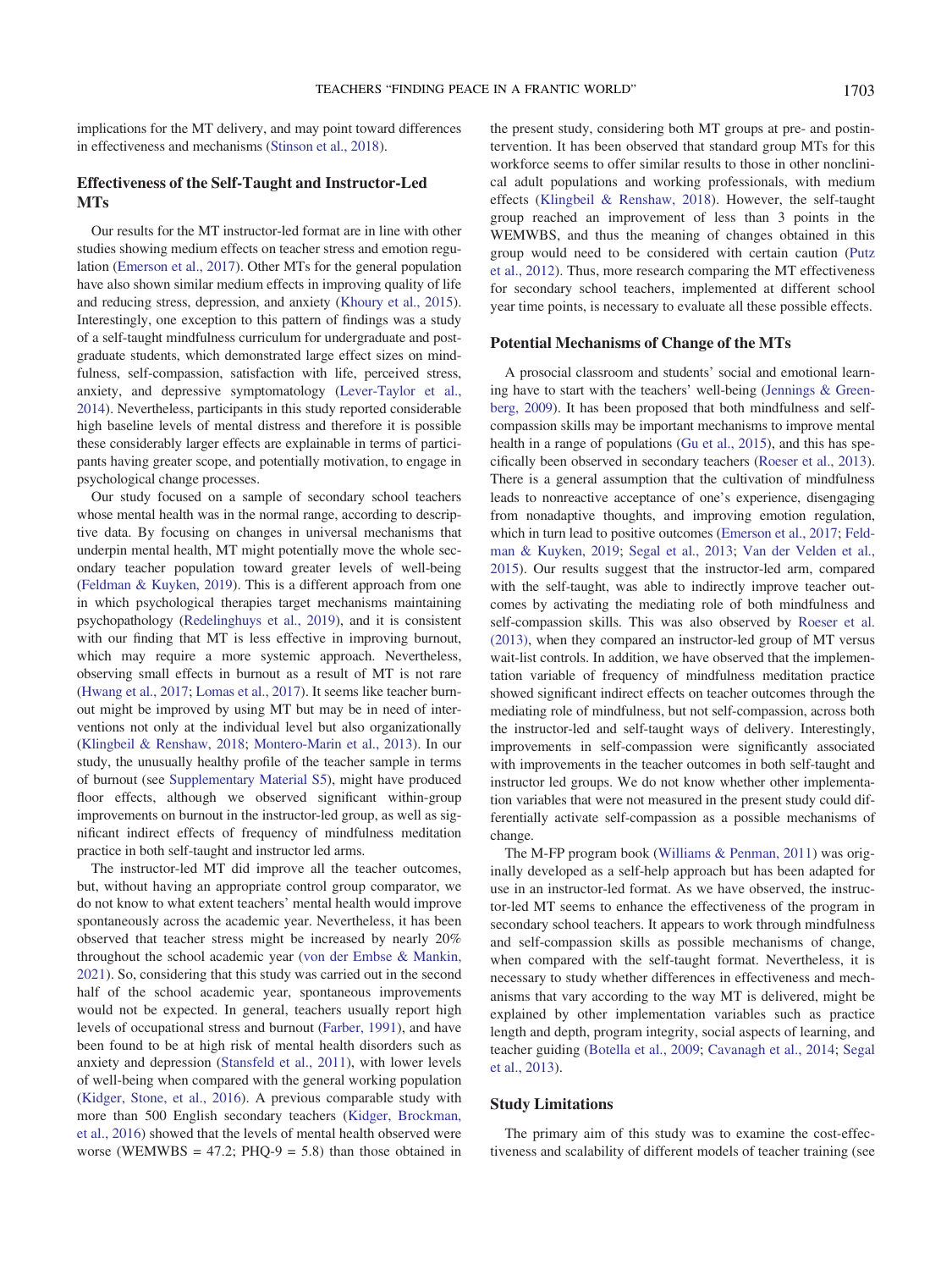implications for the MT delivery, and may point toward differences in effectiveness and mechanisms (Stinson et al., 2018).

## Effectiveness of the Self-Taught and Instructor-Led MTs

Our results for the MT instructor-led format are in line with other studies showing medium effects on teacher stress and emotion regulation (Emerson et al., 2017). Other MTs for the general population have also shown similar medium effects in improving quality of life and reducing stress, depression, and anxiety (Khoury et al., 2015). Interestingly, one exception to this pattern of findings was a study of a self-taught mindfulness curriculum for undergraduate and postgraduate students, which demonstrated large effect sizes on mindfulness, self-compassion, satisfaction with life, perceived stress, anxiety, and depressive symptomatology (Lever-Taylor et al., 2014). Nevertheless, participants in this study reported considerable high baseline levels of mental distress and therefore it is possible these considerably larger effects are explainable in terms of participants having greater scope, and potentially motivation, to engage in psychological change processes.

Our study focused on a sample of secondary school teachers whose mental health was in the normal range, according to descriptive data. By focusing on changes in universal mechanisms that underpin mental health, MT might potentially move the whole secondary teacher population toward greater levels of well-being (Feldman & Kuyken, 2019). This is a different approach from one in which psychological therapies target mechanisms maintaining psychopathology (Redelinghuys et al., 2019), and it is consistent with our finding that MT is less effective in improving burnout, which may require a more systemic approach. Nevertheless, observing small effects in burnout as a result of MT is not rare (Hwang et al., 2017; Lomas et al., 2017). It seems like teacher burnout might be improved by using MT but may be in need of interventions not only at the individual level but also organizationally (Klingbeil & Renshaw, 2018; Montero-Marin et al., 2013). In our study, the unusually healthy profile of the teacher sample in terms of burnout (see Supplementary Material S5), might have produced floor effects, although we observed significant within-group improvements on burnout in the instructor-led group, as well as significant indirect effects of frequency of mindfulness meditation practice in both self-taught and instructor led arms.

The instructor-led MT did improve all the teacher outcomes, but, without having an appropriate control group comparator, we do not know to what extent teachers' mental health would improve spontaneously across the academic year. Nevertheless, it has been observed that teacher stress might be increased by nearly 20% throughout the school academic year (von der Embse & Mankin, 2021). So, considering that this study was carried out in the second half of the school academic year, spontaneous improvements would not be expected. In general, teachers usually report high levels of occupational stress and burnout (Farber, 1991), and have been found to be at high risk of mental health disorders such as anxiety and depression (Stansfeld et al., 2011), with lower levels of well-being when compared with the general working population (Kidger, Stone, et al., 2016). A previous comparable study with more than 500 English secondary teachers (Kidger, Brockman, et al., 2016) showed that the levels of mental health observed were worse (WEMWBS = 47.2; PHQ-9 = 5.8) than those obtained in the present study, considering both MT groups at pre- and postintervention. It has been observed that standard group MTs for this workforce seems to offer similar results to those in other nonclinical adult populations and working professionals, with medium effects (Klingbeil & Renshaw, 2018). However, the self-taught group reached an improvement of less than 3 points in the WEMWBS, and thus the meaning of changes obtained in this group would need to be considered with certain caution (Putz et al., 2012). Thus, more research comparing the MT effectiveness for secondary school teachers, implemented at different school year time points, is necessary to evaluate all these possible effects.

## Potential Mechanisms of Change of the MTs

A prosocial classroom and students' social and emotional learning have to start with the teachers' well-being (Jennings & Greenberg, 2009). It has been proposed that both mindfulness and self-compassion skills may be important mechanisms to improve mental health in a range of populations (Gu et al., 2015), and this has specifically been observed in secondary teachers (Roeser et al., 2013). There is a general assumption that the cultivation of mindfulness leads to nonreactive acceptance of one's experience, disengaging from nonadaptive thoughts, and improving emotion regulation, which in turn lead to positive outcomes (Emerson et al., 2017; Feldman & Kuyken, 2019; Segal et al., 2013; Van der Velden et al., 2015). Our results suggest that the instructor-led arm, compared with the self-taught, was able to indirectly improve teacher outcomes by activating the mediating role of both mindfulness and self-compassion skills. This was also observed by Roeser et al. (2013), when they compared an instructor-led group of MT versus wait-list controls. In addition, we have observed that the implementation variable of frequency of mindfulness meditation practice showed significant indirect effects on teacher outcomes through the mediating role of mindfulness, but not self-compassion, across both the instructor-led and self-taught ways of delivery. Interestingly, improvements in self-compassion were significantly associated with improvements in the teacher outcomes in both self-taught and instructor led groups. We do not know whether other implementation variables that were not measured in the present study could differentially activate self-compassion as a possible mechanisms of change.

The M-FP program book (Williams & Penman, 2011) was originally developed as a self-help approach but has been adapted for use in an instructor-led format. As we have observed, the instructor-led MT seems to enhance the effectiveness of the program in secondary school teachers. It appears to work through mindfulness and self-compassion skills as possible mechanisms of change, when compared with the self-taught format. Nevertheless, it is necessary to study whether differences in effectiveness and mechanisms that vary according to the way MT is delivered, might be explained by other implementation variables such as practice length and depth, program integrity, social aspects of learning, and teacher guiding (Botella et al., 2009; Cavanagh et al., 2014; Segal et al., 2013).

## Study Limitations

The primary aim of this study was to examine the cost-effectiveness and scalability of different models of teacher training (see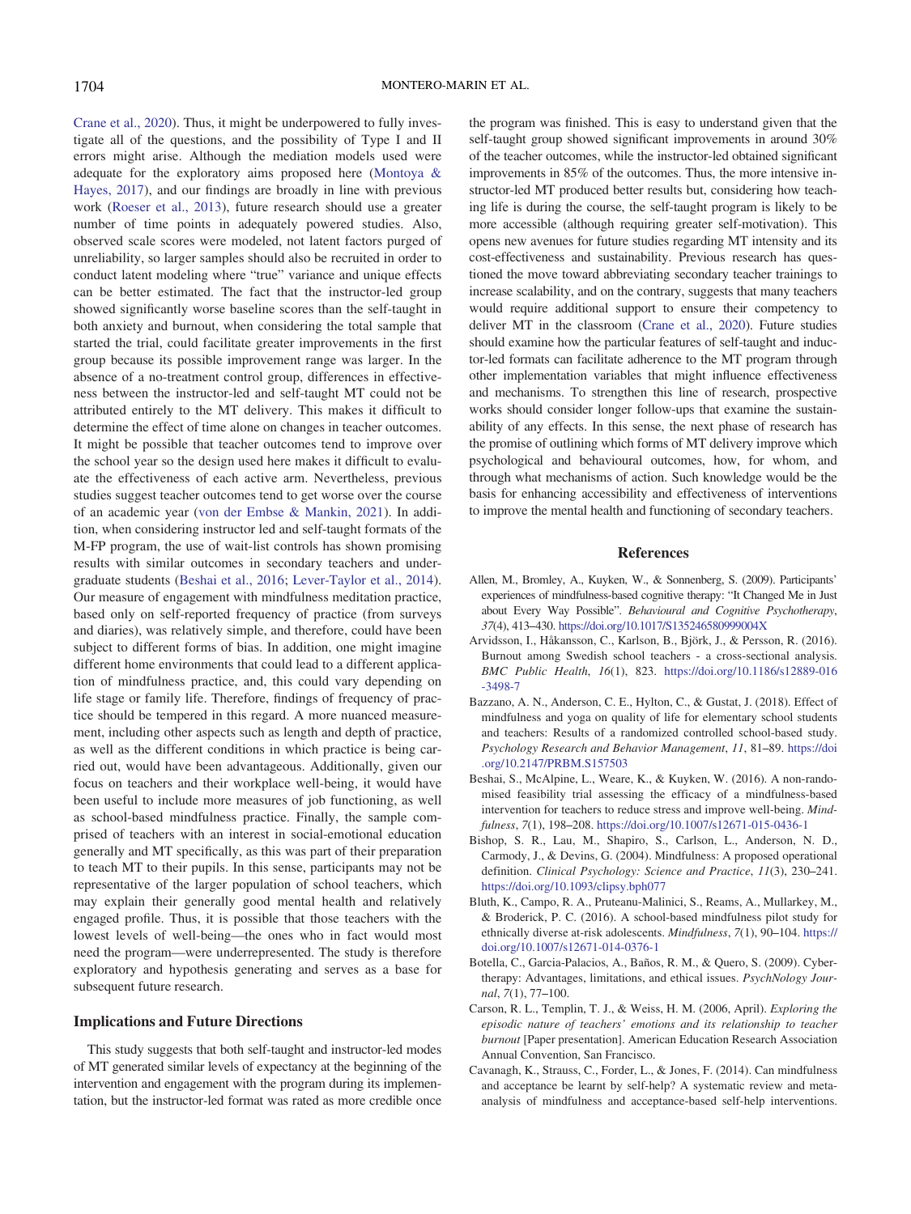Crane et al., 2020). Thus, it might be underpowered to fully investigate all of the questions, and the possibility of Type I and II errors might arise. Although the mediation models used were adequate for the exploratory aims proposed here (Montoya & Hayes, 2017), and our findings are broadly in line with previous work (Roeser et al., 2013), future research should use a greater number of time points in adequately powered studies. Also, observed scale scores were modeled, not latent factors purged of unreliability, so larger samples should also be recruited in order to conduct latent modeling where "true" variance and unique effects can be better estimated. The fact that the instructor-led group showed significantly worse baseline scores than the self-taught in both anxiety and burnout, when considering the total sample that started the trial, could facilitate greater improvements in the first group because its possible improvement range was larger. In the absence of a no-treatment control group, differences in effectiveness between the instructor-led and self-taught MT could not be attributed entirely to the MT delivery. This makes it difficult to determine the effect of time alone on changes in teacher outcomes. It might be possible that teacher outcomes tend to improve over the school year so the design used here makes it difficult to evaluate the effectiveness of each active arm. Nevertheless, previous studies suggest teacher outcomes tend to get worse over the course of an academic year (von der Embse & Mankin, 2021). In addition, when considering instructor led and self-taught formats of the M-FP program, the use of wait-list controls has shown promising results with similar outcomes in secondary teachers and undergraduate students (Beshai et al., 2016; Lever-Taylor et al., 2014). Our measure of engagement with mindfulness meditation practice, based only on self-reported frequency of practice (from surveys and diaries), was relatively simple, and therefore, could have been subject to different forms of bias. In addition, one might imagine different home environments that could lead to a different application of mindfulness practice, and, this could vary depending on life stage or family life. Therefore, findings of frequency of practice should be tempered in this regard. A more nuanced measurement, including other aspects such as length and depth of practice, as well as the different conditions in which practice is being carried out, would have been advantageous. Additionally, given our focus on teachers and their workplace well-being, it would have been useful to include more measures of job functioning, as well as school-based mindfulness practice. Finally, the sample comprised of teachers with an interest in social-emotional education generally and MT specifically, as this was part of their preparation to teach MT to their pupils. In this sense, participants may not be representative of the larger population of school teachers, which may explain their generally good mental health and relatively engaged profile. Thus, it is possible that those teachers with the lowest levels of well-being—the ones who in fact would most need the program—were underrepresented. The study is therefore exploratory and hypothesis generating and serves as a base for subsequent future research.

## Implications and Future Directions

This study suggests that both self-taught and instructor-led modes of MT generated similar levels of expectancy at the beginning of the intervention and engagement with the program during its implementation, but the instructor-led format was rated as more credible once the program was finished. This is easy to understand given that the self-taught group showed significant improvements in around 30% of the teacher outcomes, while the instructor-led obtained significant improvements in 85% of the outcomes. Thus, the more intensive instructor-led MT produced better results but, considering how teaching life is during the course, the self-taught program is likely to be more accessible (although requiring greater self-motivation). This opens new avenues for future studies regarding MT intensity and its cost-effectiveness and sustainability. Previous research has questioned the move toward abbreviating secondary teacher trainings to increase scalability, and on the contrary, suggests that many teachers would require additional support to ensure their competency to deliver MT in the classroom (Crane et al., 2020). Future studies should examine how the particular features of self-taught and inductor-led formats can facilitate adherence to the MT program through other implementation variables that might influence effectiveness and mechanisms. To strengthen this line of research, prospective works should consider longer follow-ups that examine the sustainability of any effects. In this sense, the next phase of research has the promise of outlining which forms of MT delivery improve which psychological and behavioural outcomes, how, for whom, and through what mechanisms of action. Such knowledge would be the basis for enhancing accessibility and effectiveness of interventions to improve the mental health and functioning of secondary teachers.

## References

Allen, M., Bromley, A., Kuyken, W., & Sonnenberg, S. (2009). Participants' experiences of mindfulness-based cognitive therapy: "It Changed Me in Just about Every Way Possible". *Behavioural and Cognitive Psychotherapy*, *37*(4), 413–430. https://doi.org/10.1017/S135246580999004X

Arvidsson, I., Håkansson, C., Karlson, B., Björk, J., & Persson, R. (2016). Burnout among Swedish school teachers - a cross-sectional analysis. *BMC Public Health*, *16*(1), 823. https://doi.org/10.1186/s12889-016-3498-7

Bazzano, A. N., Anderson, C. E., Hylton, C., & Gustat, J. (2018). Effect of mindfulness and yoga on quality of life for elementary school students and teachers: Results of a randomized controlled school-based study. *Psychology Research and Behavior Management*, *11*, 81–89. https://doi.org/10.2147/PRBM.S157503

Beshai, S., McAlpine, L., Weare, K., & Kuyken, W. (2016). A non-randomised feasibility trial assessing the efficacy of a mindfulness-based intervention for teachers to reduce stress and improve well-being. *Mindfulness*, *7*(1), 198–208. https://doi.org/10.1007/s12671-015-0436-1

Bishop, S. R., Lau, M., Shapiro, S., Carlson, L., Anderson, N. D., Carmody, J., & Devins, G. (2004). Mindfulness: A proposed operational definition. *Clinical Psychology: Science and Practice*, *11*(3), 230–241. https://doi.org/10.1093/clipsy.bph077

Bluth, K., Campo, R. A., Pruteanu-Malinici, S., Reams, A., Mullarkey, M., & Broderick, P. C. (2016). A school-based mindfulness pilot study for ethnically diverse at-risk adolescents. *Mindfulness*, *7*(1), 90–104. https://doi.org/10.1007/s12671-014-0376-1

Botella, C., Garcia-Palacios, A., Baños, R. M., & Quero, S. (2009). Cybertherapy: Advantages, limitations, and ethical issues. *PsychNology Journal*, *7*(1), 77–100.

Carson, R. L., Templin, T. J., & Weiss, H. M. (2006, April). *Exploring the episodic nature of teachers' emotions and its relationship to teacher burnout* [Paper presentation]. American Education Research Association Annual Convention, San Francisco.

Cavanagh, K., Strauss, C., Forder, L., & Jones, F. (2014). Can mindfulness and acceptance be learnt by self-help? A systematic review and meta-analysis of mindfulness and acceptance-based self-help interventions.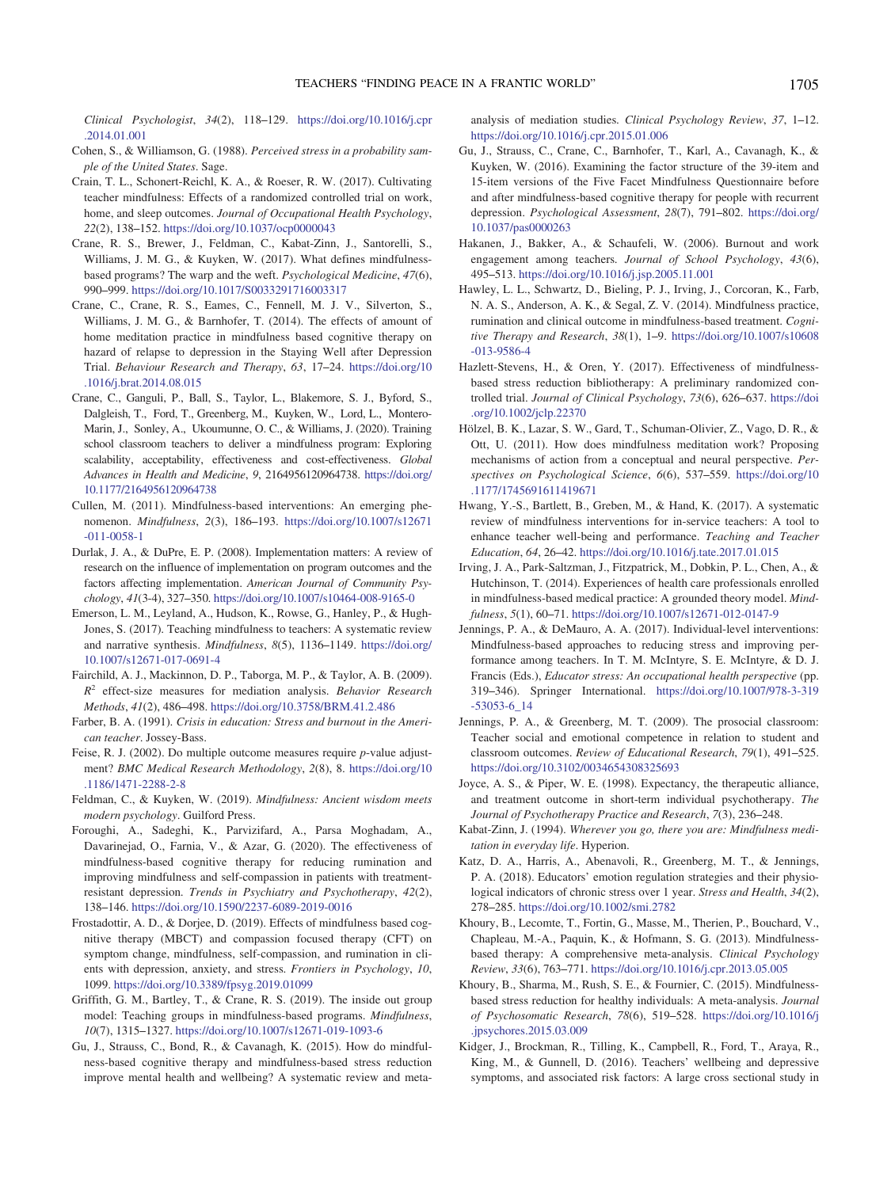Clinical Psychologist*, *34*(2), 118–129. https://doi.org/10.1016/j.cpr.2014.01.001

Cohen, S., & Williamson, G. (1988). *Perceived stress in a probability sample of the United States*. Sage.

Crain, T. L., Schonert-Reichl, K. A., & Roeser, R. W. (2017). Cultivating teacher mindfulness: Effects of a randomized controlled trial on work, home, and sleep outcomes. *Journal of Occupational Health Psychology*, *22*(2), 138–152. https://doi.org/10.1037/ocp0000043

Crane, R. S., Brewer, J., Feldman, C., Kabat-Zinn, J., Santorelli, S., Williams, J. M. G., & Kuyken, W. (2017). What defines mindfulness-based programs? The warp and the weft. *Psychological Medicine*, *47*(6), 990–999. https://doi.org/10.1017/S0033291716003317

Crane, C., Crane, R. S., Eames, C., Fennell, M. J. V., Silverton, S., Williams, J. M. G., & Barnhofer, T. (2014). The effects of amount of home meditation practice in mindfulness based cognitive therapy on hazard of relapse to depression in the Staying Well after Depression Trial. *Behaviour Research and Therapy*, *63*, 17–24. https://doi.org/10.1016/j.brat.2014.08.015

Crane, C., Ganguli, P., Ball, S., Taylor, L., Blakemore, S. J., Byford, S., Dalgleish, T., Ford, T., Greenberg, M., Kuyken, W., Lord, L., Montero-Marin, J., Sonley, A., Ukoumunne, O. C., & Williams, J. (2020). Training school classroom teachers to deliver a mindfulness program: Exploring scalability, acceptability, effectiveness and cost-effectiveness. *Global Advances in Health and Medicine*, *9*, 2164956120964738. https://doi.org/10.1177/2164956120964738

Cullen, M. (2011). Mindfulness-based interventions: An emerging phenomenon. *Mindfulness*, *2*(3), 186–193. https://doi.org/10.1007/s12671-011-0058-1

Durlak, J. A., & DuPre, E. P. (2008). Implementation matters: A review of research on the influence of implementation on program outcomes and the factors affecting implementation. *American Journal of Community Psychology*, *41*(3-4), 327–350. https://doi.org/10.1007/s10464-008-9165-0

Emerson, L. M., Leyland, A., Hudson, K., Rowse, G., Hanley, P., & Hugh-Jones, S. (2017). Teaching mindfulness to teachers: A systematic review and narrative synthesis. *Mindfulness*, *8*(5), 1136–1149. https://doi.org/10.1007/s12671-017-0691-4

Fairchild, A. J., Mackinnon, D. P., Taborga, M. P., & Taylor, A. B. (2009). $R^2$ effect-size measures for mediation analysis. *Behavior Research Methods*, *41*(2), 486–498. https://doi.org/10.3758/BRM.41.2.486

Farber, B. A. (1991). *Crisis in education: Stress and burnout in the American teacher*. Jossey-Bass.

Feise, R. J. (2002). Do multiple outcome measures require *p*-value adjustment? *BMC Medical Research Methodology*, *2*(8), 8. https://doi.org/10.1186/1471-2288-2-8

Feldman, C., & Kuyken, W. (2019). *Mindfulness: Ancient wisdom meets modern psychology*. Guilford Press.

Foroughi, A., Sadeghi, K., Parvizifard, A., Parsa Moghadam, A., Davarinejad, O., Farnia, V., & Azar, G. (2020). The effectiveness of mindfulness-based cognitive therapy for reducing rumination and improving mindfulness and self-compassion in patients with treatment-resistant depression. *Trends in Psychiatry and Psychotherapy*, *42*(2), 138–146. https://doi.org/10.1590/2237-6089-2019-0016

Frostadottir, A. D., & Dorjee, D. (2019). Effects of mindfulness based cognitive therapy (MBCT) and compassion focused therapy (CFT) on symptom change, mindfulness, self-compassion, and rumination in clients with depression, anxiety, and stress. *Frontiers in Psychology*, *10*, 1099. https://doi.org/10.3389/fpsyg.2019.01099

Griffith, G. M., Bartley, T., & Crane, R. S. (2019). The inside out group model: Teaching groups in mindfulness-based programs. *Mindfulness*, *10*(7), 1315–1327. https://doi.org/10.1007/s12671-019-1093-6

Gu, J., Strauss, C., Bond, R., & Cavanagh, K. (2015). How do mindfulness-based cognitive therapy and mindfulness-based stress reduction improve mental health and wellbeing? A systematic review and meta-analysis of mediation studies. *Clinical Psychology Review*, *37*, 1–12. https://doi.org/10.1016/j.cpr.2015.01.006

Gu, J., Strauss, C., Crane, C., Barnhofer, T., Karl, A., Cavanagh, K., & Kuyken, W. (2016). Examining the factor structure of the 39-item and 15-item versions of the Five Facet Mindfulness Questionnaire before and after mindfulness-based cognitive therapy for people with recurrent depression. *Psychological Assessment*, *28*(7), 791–802. https://doi.org/10.1037/pas0000263

Hakanen, J., Bakker, A., & Schaufeli, W. (2006). Burnout and work engagement among teachers. *Journal of School Psychology*, *43*(6), 495–513. https://doi.org/10.1016/j.jsp.2005.11.001

Hawley, L. L., Schwartz, D., Bieling, P. J., Irving, J., Corcoran, K., Farb, N. A. S., Anderson, A. K., & Segal, Z. V. (2014). Mindfulness practice, rumination and clinical outcome in mindfulness-based treatment. *Cognitive Therapy and Research*, *38*(1), 1–9. https://doi.org/10.1007/s10608-013-9586-4

Hazlett-Stevens, H., & Oren, Y. (2017). Effectiveness of mindfulness-based stress reduction bibliotherapy: A preliminary randomized controlled trial. *Journal of Clinical Psychology*, *73*(6), 626–637. https://doi.org/10.1002/jclp.22370

Hölzel, B. K., Lazar, S. W., Gard, T., Schuman-Olivier, Z., Vago, D. R., & Ott, U. (2011). How does mindfulness meditation work? Proposing mechanisms of action from a conceptual and neural perspective. *Perspectives on Psychological Science*, *6*(6), 537–559. https://doi.org/10.1177/1745691611419671

Hwang, Y.-S., Bartlett, B., Greben, M., & Hand, K. (2017). A systematic review of mindfulness interventions for in-service teachers: A tool to enhance teacher well-being and performance. *Teaching and Teacher Education*, *64*, 26–42. https://doi.org/10.1016/j.tate.2017.01.015

Irving, J. A., Park-Saltzman, J., Fitzpatrick, M., Dobkin, P. L., Chen, A., & Hutchinson, T. (2014). Experiences of health care professionals enrolled in mindfulness-based medical practice: A grounded theory model. *Mindfulness*, *5*(1), 60–71. https://doi.org/10.1007/s12671-012-0147-9

Jennings, P. A., & DeMauro, A. A. (2017). Individual-level interventions: Mindfulness-based approaches to reducing stress and improving performance among teachers. In T. M. McIntyre, S. E. McIntyre, & D. J. Francis (Eds.), *Educator stress: An occupational health perspective* (pp. 319–346). Springer International. https://doi.org/10.1007/978-3-319-53053-6_14

Jennings, P. A., & Greenberg, M. T. (2009). The prosocial classroom: Teacher social and emotional competence in relation to student and classroom outcomes. *Review of Educational Research*, *79*(1), 491–525. https://doi.org/10.3102/0034654308325693

Joyce, A. S., & Piper, W. E. (1998). Expectancy, the therapeutic alliance, and treatment outcome in short-term individual psychotherapy. *The Journal of Psychotherapy Practice and Research*, *7*(3), 236–248.

Kabat-Zinn, J. (1994). *Wherever you go, there you are: Mindfulness meditation in everyday life*. Hyperion.

Katz, D. A., Harris, A., Abenavoli, R., Greenberg, M. T., & Jennings, P. A. (2018). Educators' emotion regulation strategies and their physiological indicators of chronic stress over 1 year. *Stress and Health*, *34*(2), 278–285. https://doi.org/10.1002/smi.2782

Khoury, B., Lecomte, T., Fortin, G., Masse, M., Therien, P., Bouchard, V., Chapleau, M.-A., Paquin, K., & Hofmann, S. G. (2013). Mindfulness-based therapy: A comprehensive meta-analysis. *Clinical Psychology Review*, *33*(6), 763–771. https://doi.org/10.1016/j.cpr.2013.05.005

Khoury, B., Sharma, M., Rush, S. E., & Fournier, C. (2015). Mindfulness-based stress reduction for healthy individuals: A meta-analysis. *Journal of Psychosomatic Research*, *78*(6), 519–528. https://doi.org/10.1016/j.jpsychores.2015.03.009

Kidger, J., Brockman, R., Tilling, K., Campbell, R., Ford, T., Araya, R., King, M., & Gunnell, D. (2016). Teachers' wellbeing and depressive symptoms, and associated risk factors: A large cross sectional study in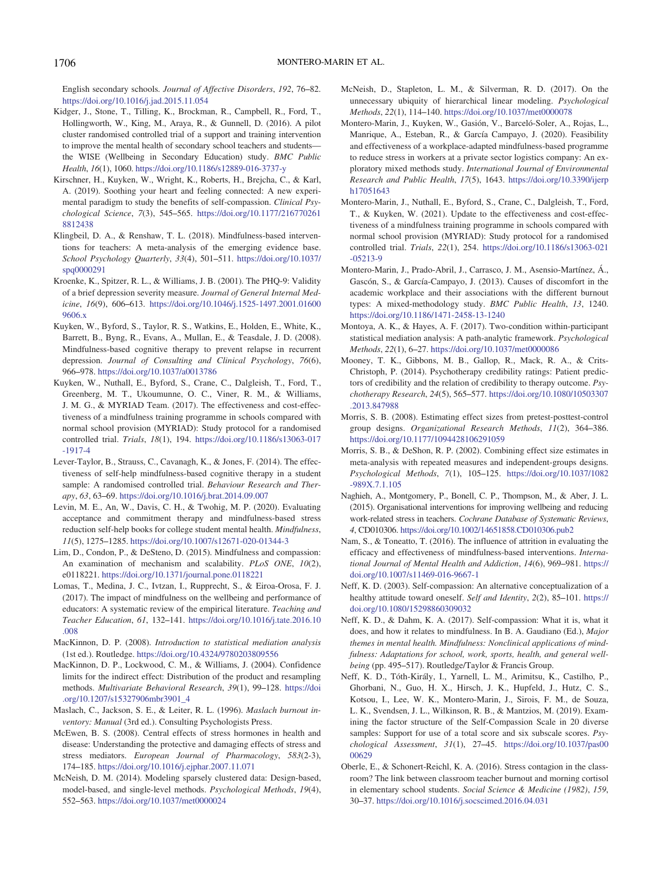English secondary schools. *Journal of Affective Disorders*, *192*, 76–82. https://doi.org/10.1016/j.jad.2015.11.054

Kidger, J., Stone, T., Tilling, K., Brockman, R., Campbell, R., Ford, T., Hollingworth, W., King, M., Araya, R., & Gunnell, D. (2016). A pilot cluster randomised controlled trial of a support and training intervention to improve the mental health of secondary school teachers and students—the WISE (Wellbeing in Secondary Education) study. *BMC Public Health*, *16*(1), 1060. https://doi.org/10.1186/s12889-016-3737-y

Kirschner, H., Kuyken, W., Wright, K., Roberts, H., Brejcha, C., & Karl, A. (2019). Soothing your heart and feeling connected: A new experimental paradigm to study the benefits of self-compassion. *Clinical Psychological Science*, *7*(3), 545–565. https://doi.org/10.1177/2167702618812438

Klingbeil, D. A., & Renshaw, T. L. (2018). Mindfulness-based interventions for teachers: A meta-analysis of the emerging evidence base. *School Psychology Quarterly*, *33*(4), 501–511. https://doi.org/10.1037/spq0000291

Kroenke, K., Spitzer, R. L., & Williams, J. B. (2001). The PHQ-9: Validity of a brief depression severity measure. *Journal of General Internal Medicine*, *16*(9), 606–613. https://doi.org/10.1046/j.1525-1497.2001.016009606.x

Kuyken, W., Byford, S., Taylor, R. S., Watkins, E., Holden, E., White, K., Barrett, B., Byng, R., Evans, A., Mullan, E., & Teasdale, J. D. (2008). Mindfulness-based cognitive therapy to prevent relapse in recurrent depression. *Journal of Consulting and Clinical Psychology*, *76*(6), 966–978. https://doi.org/10.1037/a0013786

Kuyken, W., Nuthall, E., Byford, S., Crane, C., Dalgleish, T., Ford, T., Greenberg, M. T., Ukoumunne, O. C., Viner, R. M., & Williams, J. M. G., & MYRIAD Team. (2017). The effectiveness and cost-effectiveness of a mindfulness training programme in schools compared with normal school provision (MYRIAD): Study protocol for a randomised controlled trial. *Trials*, *18*(1), 194. https://doi.org/10.1186/s13063-017-1917-4

Lever-Taylor, B., Strauss, C., Cavanagh, K., & Jones, F. (2014). The effectiveness of self-help mindfulness-based cognitive therapy in a student sample: A randomised controlled trial. *Behaviour Research and Therapy*, *63*, 63–69. https://doi.org/10.1016/j.brat.2014.09.007

Levin, M. E., An, W., Davis, C. H., & Twohig, M. P. (2020). Evaluating acceptance and commitment therapy and mindfulness-based stress reduction self-help books for college student mental health. *Mindfulness*, *11*(5), 1275–1285. https://doi.org/10.1007/s12671-020-01344-3

Lim, D., Condon, P., & DeSteno, D. (2015). Mindfulness and compassion: An examination of mechanism and scalability. *PLoS ONE*, *10*(2), e0118221. https://doi.org/10.1371/journal.pone.0118221

Lomas, T., Medina, J. C., Ivtzan, I., Rupprecht, S., & Eiroa-Orosa, F. J. (2017). The impact of mindfulness on the wellbeing and performance of educators: A systematic review of the empirical literature. *Teaching and Teacher Education*, *61*, 132–141. https://doi.org/10.1016/j.tate.2016.10.008

MacKinnon, D. P. (2008). *Introduction to statistical mediation analysis* (1st ed.). Routledge. https://doi.org/10.4324/9780203809556

MacKinnon, D. P., Lockwood, C. M., & Williams, J. (2004). Confidence limits for the indirect effect: Distribution of the product and resampling methods. *Multivariate Behavioral Research*, *39*(1), 99–128. https://doi.org/10.1207/s15327906mbr3901_4

Maslach, C., Jackson, S. E., & Leiter, R. L. (1996). *Maslach burnout inventory: Manual* (3rd ed.). Consulting Psychologists Press.

McEwen, B. S. (2008). Central effects of stress hormones in health and disease: Understanding the protective and damaging effects of stress and stress mediators. *European Journal of Pharmacology*, *583*(2-3), 174–185. https://doi.org/10.1016/j.ejphar.2007.11.071

McNeish, D. M. (2014). Modeling sparsely clustered data: Design-based, model-based, and single-level methods. *Psychological Methods*, *19*(4), 552–563. https://doi.org/10.1037/met0000024

McNeish, D., Stapleton, L. M., & Silverman, R. D. (2017). On the unnecessary ubiquity of hierarchical linear modeling. *Psychological Methods*, *22*(1), 114–140. https://doi.org/10.1037/met0000078

Montero-Marin, J., Kuyken, W., Gasión, V., Barceló-Soler, A., Rojas, L., Manrique, A., Esteban, R., & García Campayo, J. (2020). Feasibility and effectiveness of a workplace-adapted mindfulness-based programme to reduce stress in workers at a private sector logistics company: An exploratory mixed methods study. *International Journal of Environmental Research and Public Health*, *17*(5), 1643. https://doi.org/10.3390/ijerph17051643

Montero-Marin, J., Nuthall, E., Byford, S., Crane, C., Dalgleish, T., Ford, T., & Kuyken, W. (2021). Update to the effectiveness and cost-effectiveness of a mindfulness training programme in schools compared with normal school provision (MYRIAD): Study protocol for a randomised controlled trial. *Trials*, *22*(1), 254. https://doi.org/10.1186/s13063-021-05213-9

Montero-Marin, J., Prado-Abril, J., Carrasco, J. M., Asensio-Martínez, Á., Gascón, S., & García-Campayo, J. (2013). Causes of discomfort in the academic workplace and their associations with the different burnout types: A mixed-methodology study. *BMC Public Health*, *13*, 1240. https://doi.org/10.1186/1471-2458-13-1240

Montoya, A. K., & Hayes, A. F. (2017). Two-condition within-participant statistical mediation analysis: A path-analytic framework. *Psychological Methods*, *22*(1), 6–27. https://doi.org/10.1037/met0000086

Mooney, T. K., Gibbons, M. B., Gallop, R., Mack, R. A., & Crits-Christoph, P. (2014). Psychotherapy credibility ratings: Patient predictors of credibility and the relation of credibility to therapy outcome. *Psychotherapy Research*, *24*(5), 565–577. https://doi.org/10.1080/10503307.2013.847988

Morris, S. B. (2008). Estimating effect sizes from pretest-posttest-control group designs. *Organizational Research Methods*, *11*(2), 364–386. https://doi.org/10.1177/1094428106291059

Morris, S. B., & DeShon, R. P. (2002). Combining effect size estimates in meta-analysis with repeated measures and independent-groups designs. *Psychological Methods*, *7*(1), 105–125. https://doi.org/10.1037/1082-989X.7.1.105

Naghieh, A., Montgomery, P., Bonell, C. P., Thompson, M., & Aber, J. L. (2015). Organisational interventions for improving wellbeing and reducing work-related stress in teachers. *Cochrane Database of Systematic Reviews*, *4*, CD010306. https://doi.org/10.1002/14651858.CD010306.pub2

Nam, S., & Toneatto, T. (2016). The influence of attrition in evaluating the efficacy and effectiveness of mindfulness-based interventions. *International Journal of Mental Health and Addiction*, *14*(6), 969–981. https://doi.org/10.1007/s11469-016-9667-1

Neff, K. D. (2003). Self-compassion: An alternative conceptualization of a healthy attitude toward oneself. *Self and Identity*, *2*(2), 85–101. https://doi.org/10.1080/15298860309032

Neff, K. D., & Dahm, K. A. (2017). Self-compassion: What it is, what it does, and how it relates to mindfulness. In B. A. Gaudiano (Ed.), *Major themes in mental health. Mindfulness: Nonclinical applications of mindfulness: Adaptations for school, work, sports, health, and general well-being* (pp. 495–517). Routledge/Taylor & Francis Group.

Neff, K. D., Tóth-Király, I., Yarnell, L. M., Arimitsu, K., Castilho, P., Ghorbani, N., Guo, H. X., Hirsch, J. K., Hupfeld, J., Hutz, C. S., Kotsou, I., Lee, W. K., Montero-Marin, J., Sirois, F. M., de Souza, L. K., Svendsen, J. L., Wilkinson, R. B., & Mantzios, M. (2019). Examining the factor structure of the Self-Compassion Scale in 20 diverse samples: Support for use of a total score and six subscale scores. *Psychological Assessment*, *31*(1), 27–45. https://doi.org/10.1037/pas0000629

Oberle, E., & Schonert-Reichl, K. A. (2016). Stress contagion in the classroom? The link between classroom teacher burnout and morning cortisol in elementary school students. *Social Science & Medicine (1982)*, *159*, 30–37. https://doi.org/10.1016/j.socscimed.2016.04.031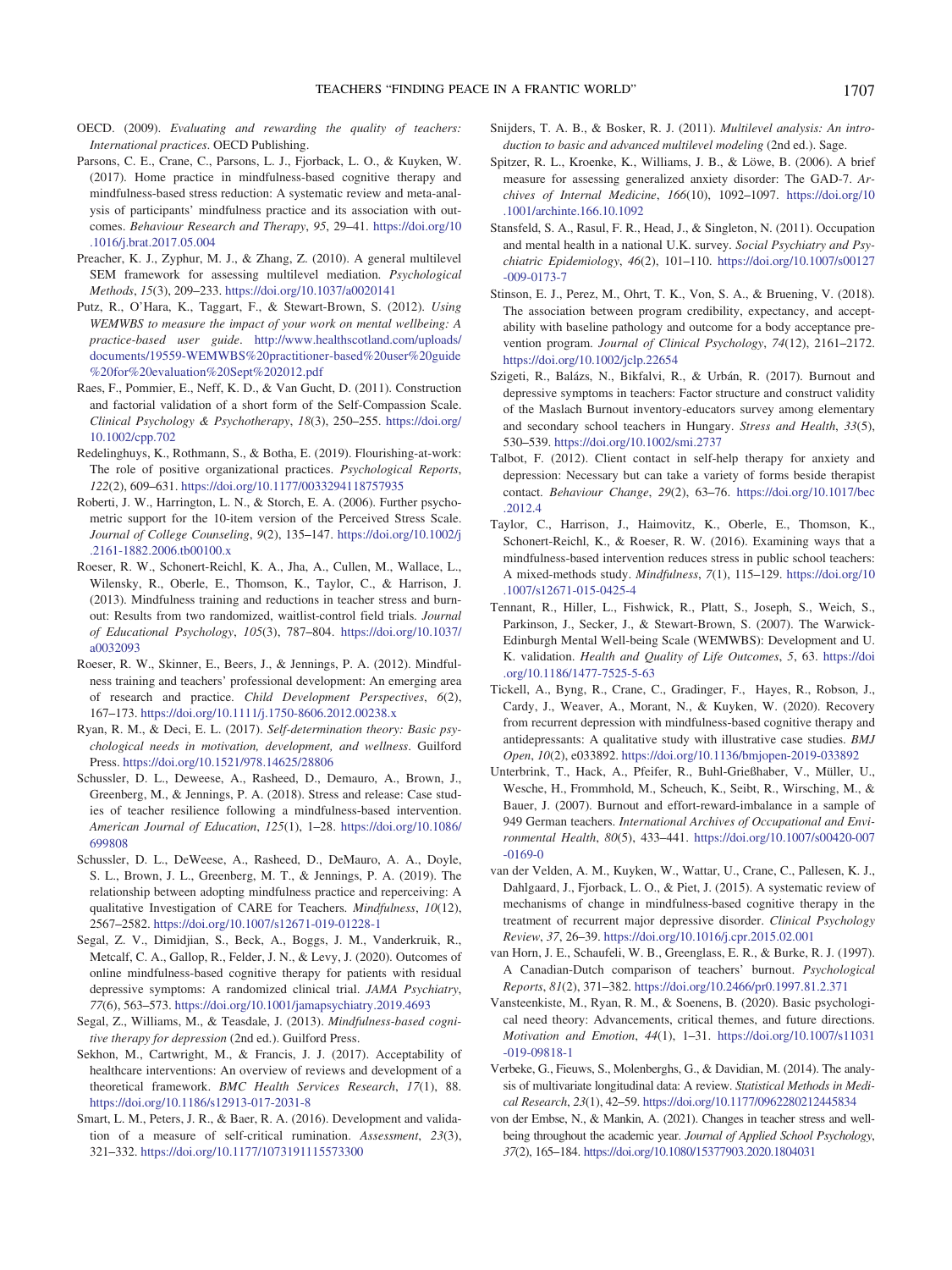OECD. (2009). *Evaluating and rewarding the quality of teachers: International practices*. OECD Publishing.

Parsons, C. E., Crane, C., Parsons, L. J., Fjorback, L. O., & Kuyken, W. (2017). Home practice in mindfulness-based cognitive therapy and mindfulness-based stress reduction: A systematic review and meta-analysis of participants' mindfulness practice and its association with outcomes. *Behaviour Research and Therapy*, *95*, 29–41. https://doi.org/10.1016/j.brat.2017.05.004

Preacher, K. J., Zyphur, M. J., & Zhang, Z. (2010). A general multilevel SEM framework for assessing multilevel mediation. *Psychological Methods*, *15*(3), 209–233. https://doi.org/10.1037/a0020141

Putz, R., O'Hara, K., Taggart, F., & Stewart-Brown, S. (2012). *Using WEMWBS to measure the impact of your work on mental wellbeing: A practice-based user guide*. http://www.healthscotland.com/uploads/documents/19559-WEMWBS%20practitioner-based%20user%20guide%20for%20evaluation%20Sept%202012.pdf

Raes, F., Pommier, E., Neff, K. D., & Van Gucht, D. (2011). Construction and factorial validation of a short form of the Self-Compassion Scale. *Clinical Psychology & Psychotherapy*, *18*(3), 250–255. https://doi.org/10.1002/cpp.702

Redelinghuys, K., Rothmann, S., & Botha, E. (2019). Flourishing-at-work: The role of positive organizational practices. *Psychological Reports*, *122*(2), 609–631. https://doi.org/10.1177/0033294118757935

Roberti, J. W., Harrington, L. N., & Storch, E. A. (2006). Further psychometric support for the 10-item version of the Perceived Stress Scale. *Journal of College Counseling*, *9*(2), 135–147. https://doi.org/10.1002/j.2161-1882.2006.tb00100.x

Roeser, R. W., Schonert-Reichl, K. A., Jha, A., Cullen, M., Wallace, L., Wilensky, R., Oberle, E., Thomson, K., Taylor, C., & Harrison, J. (2013). Mindfulness training and reductions in teacher stress and burnout: Results from two randomized, waitlist-control field trials. *Journal of Educational Psychology*, *105*(3), 787–804. https://doi.org/10.1037/a0032093

Roeser, R. W., Skinner, E., Beers, J., & Jennings, P. A. (2012). Mindfulness training and teachers' professional development: An emerging area of research and practice. *Child Development Perspectives*, *6*(2), 167–173. https://doi.org/10.1111/j.1750-8606.2012.00238.x

Ryan, R. M., & Deci, E. L. (2017). *Self-determination theory: Basic psychological needs in motivation, development, and wellness*. Guilford Press. https://doi.org/10.1521/978.14625/28806

Schussler, D. L., Deweese, A., Rasheed, D., Demauro, A., Brown, J., Greenberg, M., & Jennings, P. A. (2018). Stress and release: Case studies of teacher resilience following a mindfulness-based intervention. *American Journal of Education*, *125*(1), 1–28. https://doi.org/10.1086/699808

Schussler, D. L., DeWeese, A., Rasheed, D., DeMauro, A. A., Doyle, S. L., Brown, J. L., Greenberg, M. T., & Jennings, P. A. (2019). The relationship between adopting mindfulness practice and reperceiving: A qualitative Investigation of CARE for Teachers. *Mindfulness*, *10*(12), 2567–2582. https://doi.org/10.1007/s12671-019-01228-1

Segal, Z. V., Dimidjian, S., Beck, A., Boggs, J. M., Vanderkruik, R., Metcalf, C. A., Gallop, R., Felder, J. N., & Levy, J. (2020). Outcomes of online mindfulness-based cognitive therapy for patients with residual depressive symptoms: A randomized clinical trial. *JAMA Psychiatry*, *77*(6), 563–573. https://doi.org/10.1001/jamapsychiatry.2019.4693

Segal, Z., Williams, M., & Teasdale, J. (2013). *Mindfulness-based cognitive therapy for depression* (2nd ed.). Guilford Press.

Sekhon, M., Cartwright, M., & Francis, J. J. (2017). Acceptability of healthcare interventions: An overview of reviews and development of a theoretical framework. *BMC Health Services Research*, *17*(1), 88. https://doi.org/10.1186/s12913-017-2031-8

Smart, L. M., Peters, J. R., & Baer, R. A. (2016). Development and validation of a measure of self-critical rumination. *Assessment*, *23*(3), 321–332. https://doi.org/10.1177/1073191115573300

Snijders, T. A. B., & Bosker, R. J. (2011). *Multilevel analysis: An introduction to basic and advanced multilevel modeling* (2nd ed.). Sage.

Spitzer, R. L., Kroenke, K., Williams, J. B., & Löwe, B. (2006). A brief measure for assessing generalized anxiety disorder: The GAD-7. *Archives of Internal Medicine*, *166*(10), 1092–1097. https://doi.org/10.1001/archinte.166.10.1092

Stansfeld, S. A., Rasul, F. R., Head, J., & Singleton, N. (2011). Occupation and mental health in a national U.K. survey. *Social Psychiatry and Psychiatric Epidemiology*, *46*(2), 101–110. https://doi.org/10.1007/s00127-009-0173-7

Stinson, E. J., Perez, M., Ohrt, T. K., Von, S. A., & Bruening, V. (2018). The association between program credibility, expectancy, and acceptability with baseline pathology and outcome for a body acceptance prevention program. *Journal of Clinical Psychology*, *74*(12), 2161–2172. https://doi.org/10.1002/jclp.22654

Szigeti, R., Balázs, N., Bikfalvi, R., & Urbán, R. (2017). Burnout and depressive symptoms in teachers: Factor structure and construct validity of the Maslach Burnout inventory-educators survey among elementary and secondary school teachers in Hungary. *Stress and Health*, *33*(5), 530–539. https://doi.org/10.1002/smi.2737

Talbot, F. (2012). Client contact in self-help therapy for anxiety and depression: Necessary but can take a variety of forms beside therapist contact. *Behaviour Change*, *29*(2), 63–76. https://doi.org/10.1017/bec.2012.4

Taylor, C., Harrison, J., Haimovitz, K., Oberle, E., Thomson, K., Schonert-Reichl, K., & Roeser, R. W. (2016). Examining ways that a mindfulness-based intervention reduces stress in public school teachers: A mixed-methods study. *Mindfulness*, *7*(1), 115–129. https://doi.org/10.1007/s12671-015-0425-4

Tennant, R., Hiller, L., Fishwick, R., Platt, S., Joseph, S., Weich, S., Parkinson, J., Secker, J., & Stewart-Brown, S. (2007). The Warwick-Edinburgh Mental Well-being Scale (WEMWBS): Development and U.K. validation. *Health and Quality of Life Outcomes*, *5*, 63. https://doi.org/10.1186/1477-7525-5-63

Tickell, A., Byng, R., Crane, C., Gradinger, F., Hayes, R., Robson, J., Cardy, J., Weaver, A., Morant, N., & Kuyken, W. (2020). Recovery from recurrent depression with mindfulness-based cognitive therapy and antidepressants: A qualitative study with illustrative case studies. *BMJ Open*, *10*(2), e033892. https://doi.org/10.1136/bmjopen-2019-033892

Unterbrink, T., Hack, A., Pfeifer, R., Buhl-Grießhaber, V., Müller, U., Wesche, H., Frommhold, M., Scheuch, K., Seibt, R., Wirsching, M., & Bauer, J. (2007). Burnout and effort-reward-imbalance in a sample of 949 German teachers. *International Archives of Occupational and Environmental Health*, *80*(5), 433–441. https://doi.org/10.1007/s00420-007-0169-0

van der Velden, A. M., Kuyken, W., Wattar, U., Crane, C., Pallesen, K. J., Dahlgaard, J., Fjorback, L. O., & Piet, J. (2015). A systematic review of mechanisms of change in mindfulness-based cognitive therapy in the treatment of recurrent major depressive disorder. *Clinical Psychology Review*, *37*, 26–39. https://doi.org/10.1016/j.cpr.2015.02.001

van Horn, J. E., Schaufeli, W. B., Greenglass, E. R., & Burke, R. J. (1997). A Canadian-Dutch comparison of teachers' burnout. *Psychological Reports*, *81*(2), 371–382. https://doi.org/10.2466/pr0.1997.81.2.371

Vansteenkiste, M., Ryan, R. M., & Soenens, B. (2020). Basic psychological need theory: Advancements, critical themes, and future directions. *Motivation and Emotion*, *44*(1), 1–31. https://doi.org/10.1007/s11031-019-09818-1

Verbeke, G., Fieuws, S., Molenberghs, G., & Davidian, M. (2014). The analysis of multivariate longitudinal data: A review. *Statistical Methods in Medical Research*, *23*(1), 42–59. https://doi.org/10.1177/0962280212445834

von der Embse, N., & Mankin, A. (2021). Changes in teacher stress and wellbeing throughout the academic year. *Journal of Applied School Psychology*, *37*(2), 165–184. https://doi.org/10.1080/15377903.2020.1804031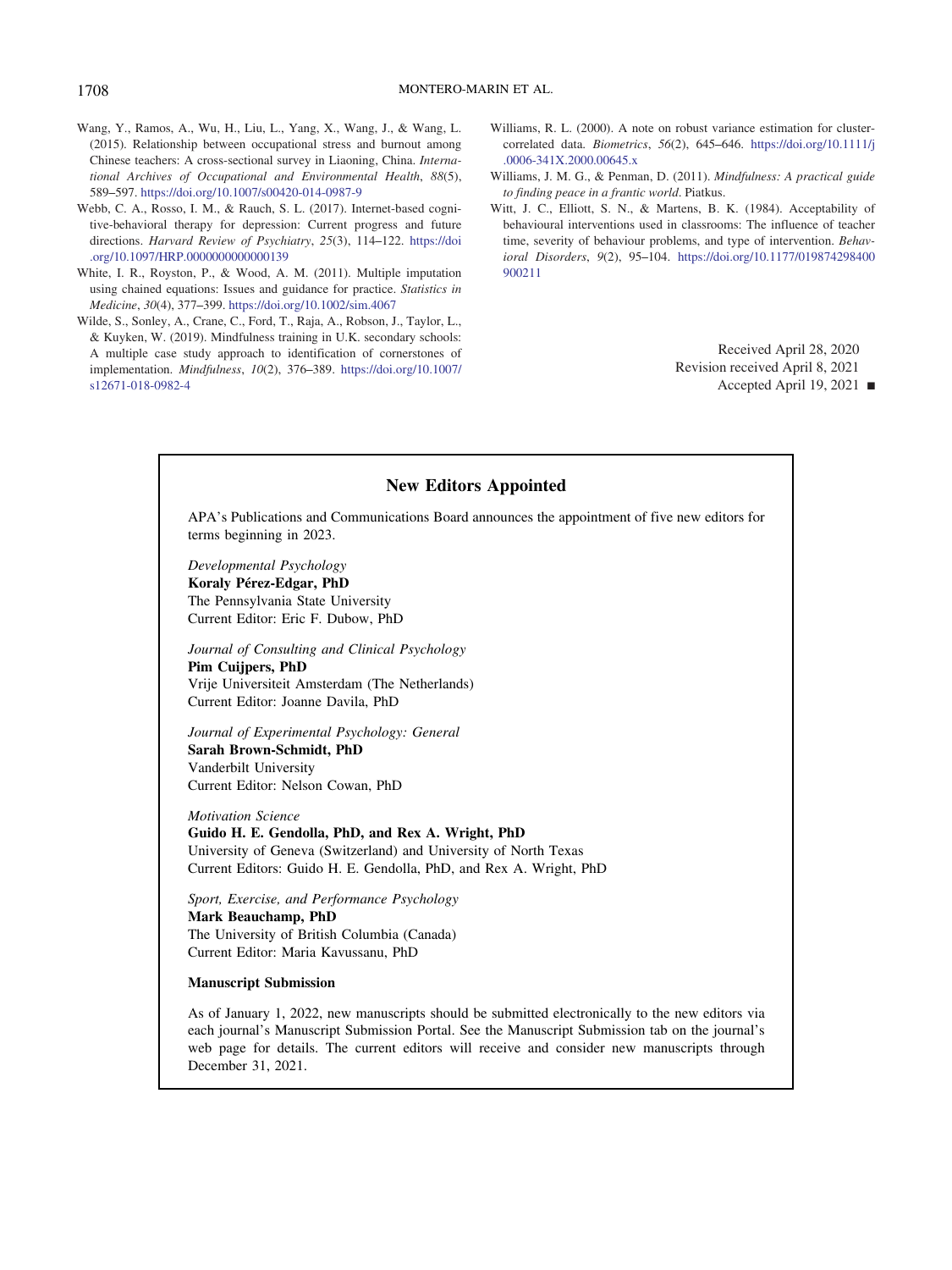Wang, Y., Ramos, A., Wu, H., Liu, L., Yang, X., Wang, J., & Wang, L. (2015). Relationship between occupational stress and burnout among Chinese teachers: A cross-sectional survey in Liaoning, China. *International Archives of Occupational and Environmental Health*, *88*(5), 589–597. https://doi.org/10.1007/s00420-014-0987-9

Webb, C. A., Rosso, I. M., & Rauch, S. L. (2017). Internet-based cognitive-behavioral therapy for depression: Current progress and future directions. *Harvard Review of Psychiatry*, *25*(3), 114–122. https://doi.org/10.1097/HRP.0000000000000139

White, I. R., Royston, P., & Wood, A. M. (2011). Multiple imputation using chained equations: Issues and guidance for practice. *Statistics in Medicine*, *30*(4), 377–399. https://doi.org/10.1002/sim.4067

Wilde, S., Sonley, A., Crane, C., Ford, T., Raja, A., Robson, J., Taylor, L., & Kuyken, W. (2019). Mindfulness training in U.K. secondary schools: A multiple case study approach to identification of cornerstones of implementation. *Mindfulness*, *10*(2), 376–389. https://doi.org/10.1007/s12671-018-0982-4

Williams, R. L. (2000). A note on robust variance estimation for cluster-correlated data. *Biometrics*, *56*(2), 645–646. https://doi.org/10.1111/j.0006-341X.2000.00645.x

Williams, J. M. G., & Penman, D. (2011). *Mindfulness: A practical guide to finding peace in a frantic world*. Piatkus.

Witt, J. C., Elliott, S. N., & Martens, B. K. (1984). Acceptability of behavioural interventions used in classrooms: The influence of teacher time, severity of behaviour problems, and type of intervention. *Behavioral Disorders*, *9*(2), 95–104. https://doi.org/10.1177/019874298400900211

Received April 28, 2020
Revision received April 8, 2021
Accepted April 19, 2021 ■

## New Editors Appointed

APA's Publications and Communications Board announces the appointment of five new editors for terms beginning in 2023.

*Developmental Psychology*
**Koraly Pérez-Edgar, PhD**
The Pennsylvania State University
Current Editor: Eric F. Dubow, PhD

*Journal of Consulting and Clinical Psychology*
**Pim Cuijpers, PhD**
Vrije Universiteit Amsterdam (The Netherlands)
Current Editor: Joanne Davila, PhD

*Journal of Experimental Psychology: General*
**Sarah Brown-Schmidt, PhD**
Vanderbilt University
Current Editor: Nelson Cowan, PhD

*Motivation Science*
**Guido H. E. Gendolla, PhD, and Rex A. Wright, PhD**
University of Geneva (Switzerland) and University of North Texas
Current Editors: Guido H. E. Gendolla, PhD, and Rex A. Wright, PhD

*Sport, Exercise, and Performance Psychology*
**Mark Beauchamp, PhD**
The University of British Columbia (Canada)
Current Editor: Maria Kavussanu, PhD

**Manuscript Submission**

As of January 1, 2022, new manuscripts should be submitted electronically to the new editors via each journal's Manuscript Submission Portal. See the Manuscript Submission tab on the journal's web page for details. The current editors will receive and consider new manuscripts through December 31, 2021.